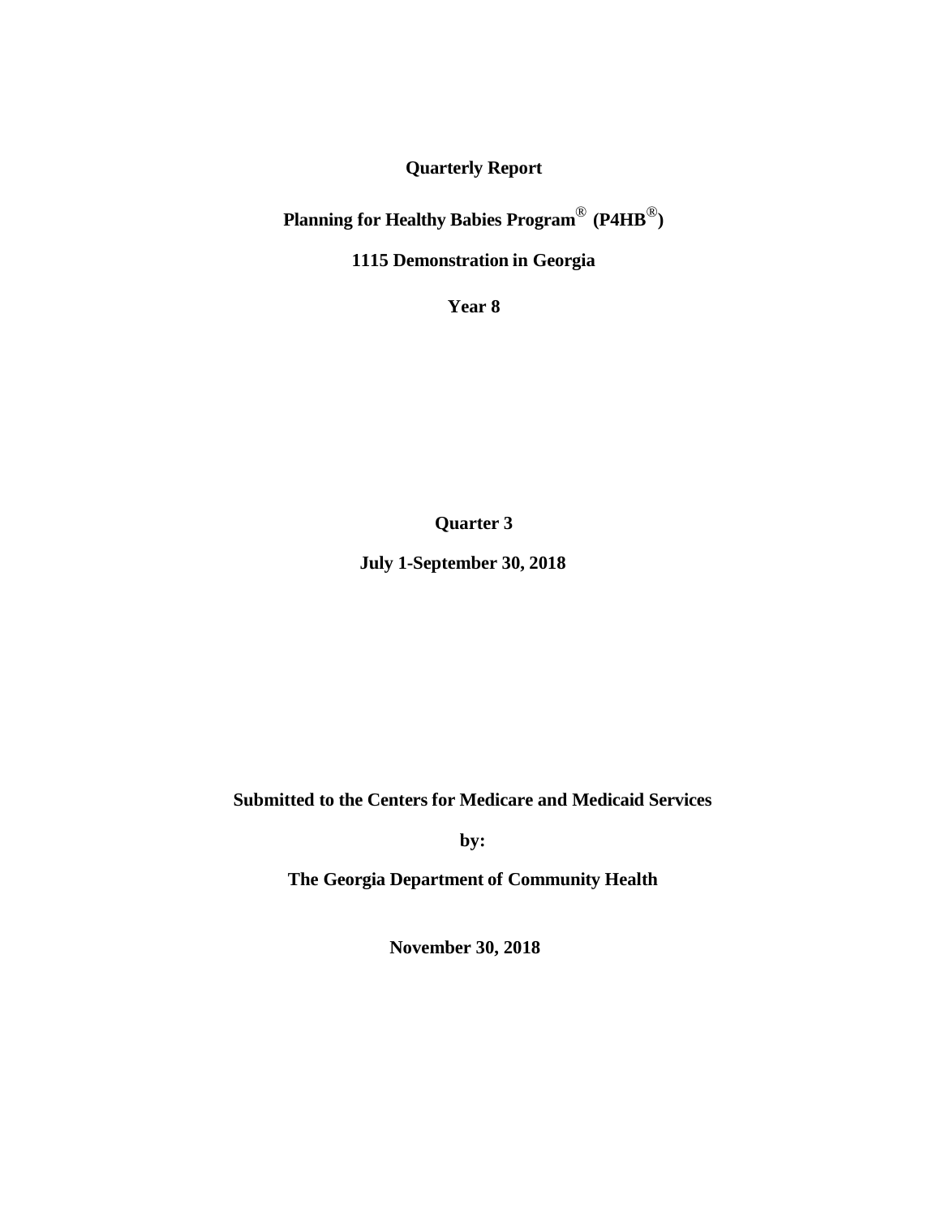**Quarterly Report**

**Planning for Healthy Babies Program® (P4HB®)**

**1115 Demonstration in Georgia**

**Year 8**

**Quarter 3**

**July 1-September 30, 2018**

**Submitted to the Centers for Medicare and Medicaid Services**

**by:**

**The Georgia Department of Community Health**

**November 30, 2018**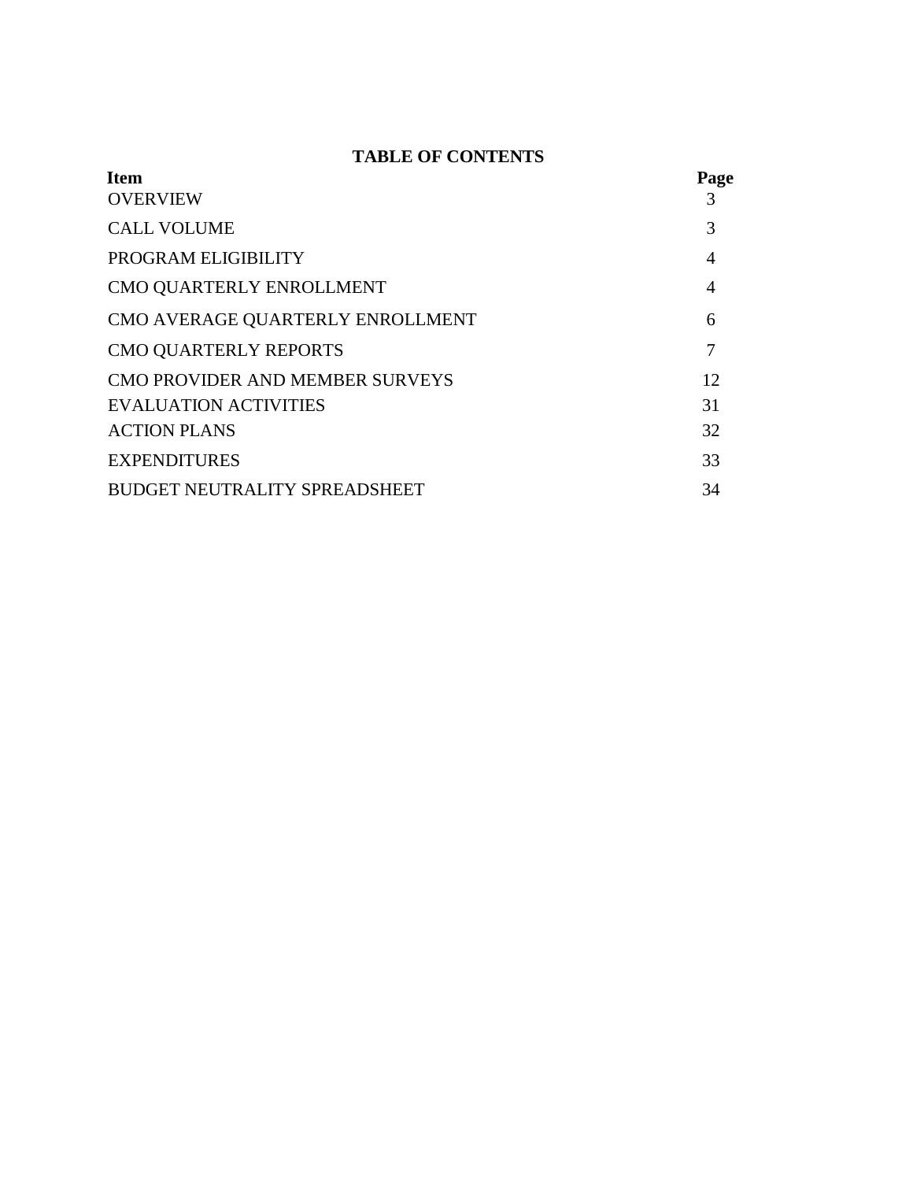## TABLE OF CONTENTS

| Item | Page |
|---|---|
| OVERVIEW | 3 |
| CALL VOLUME | 3 |
| PROGRAM ELIGIBILITY | 4 |
| CMO QUARTERLY ENROLLMENT | 4 |
| CMO AVERAGE QUARTERLY ENROLLMENT | 6 |
| CMO QUARTERLY REPORTS | 7 |
| CMO PROVIDER AND MEMBER SURVEYS | 12 |
| EVALUATION ACTIVITIES | 31 |
| ACTION PLANS | 32 |
| EXPENDITURES | 33 |
| BUDGET NEUTRALITY SPREADSHEET | 34 |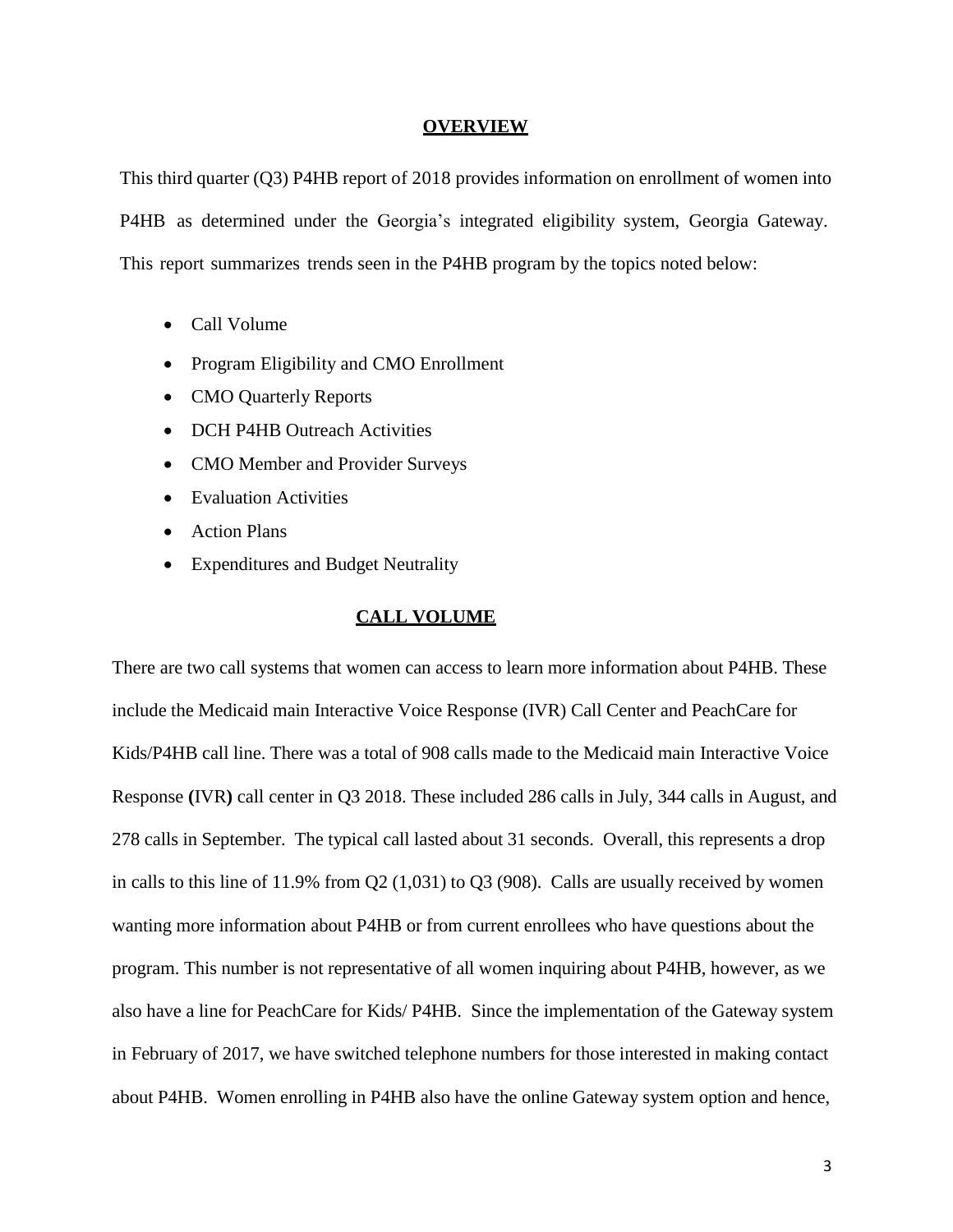## OVERVIEW

This third quarter (Q3) P4HB report of 2018 provides information on enrollment of women into P4HB as determined under the Georgia's integrated eligibility system, Georgia Gateway. This report summarizes trends seen in the P4HB program by the topics noted below:

- Call Volume
- Program Eligibility and CMO Enrollment
- CMO Quarterly Reports
- DCH P4HB Outreach Activities
- CMO Member and Provider Surveys
- Evaluation Activities
- Action Plans
- Expenditures and Budget Neutrality

## CALL VOLUME

There are two call systems that women can access to learn more information about P4HB. These include the Medicaid main Interactive Voice Response (IVR) Call Center and PeachCare for Kids/P4HB call line. There was a total of 908 calls made to the Medicaid main Interactive Voice Response **(**IVR**)** call center in Q3 2018. These included 286 calls in July, 344 calls in August, and 278 calls in September. The typical call lasted about 31 seconds. Overall, this represents a drop in calls to this line of 11.9% from Q2 (1,031) to Q3 (908). Calls are usually received by women wanting more information about P4HB or from current enrollees who have questions about the program. This number is not representative of all women inquiring about P4HB, however, as we also have a line for PeachCare for Kids/ P4HB. Since the implementation of the Gateway system in February of 2017, we have switched telephone numbers for those interested in making contact about P4HB. Women enrolling in P4HB also have the online Gateway system option and hence,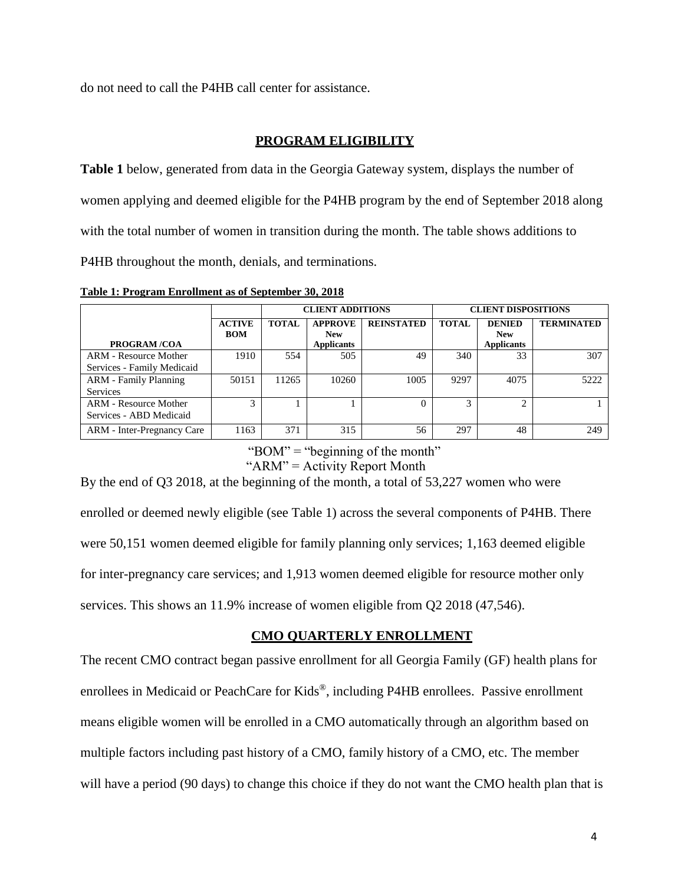do not need to call the P4HB call center for assistance.

## PROGRAM ELIGIBILITY

**Table 1** below, generated from data in the Georgia Gateway system, displays the number of women applying and deemed eligible for the P4HB program by the end of September 2018 along with the total number of women in transition during the month. The table shows additions to P4HB throughout the month, denials, and terminations.

**Table 1: Program Enrollment as of September 30, 2018**

| | | CLIENT ADDITIONS | | | CLIENT DISPOSITIONS | | |
|---|---|---|---|---|---|---|---|
| PROGRAM /COA | ACTIVE BOM | TOTAL | APPROVE New Applicants | REINSTATED | TOTAL | DENIED New Applicants | TERMINATED |
| ARM - Resource Mother Services - Family Medicaid | 1910 | 554 | 505 | 49 | 340 | 33 | 307 |
| ARM - Family Planning Services | 50151 | 11265 | 10260 | 1005 | 9297 | 4075 | 5222 |
| ARM - Resource Mother Services - ABD Medicaid | 3 | 1 | 1 | 0 | 3 | 2 | 1 |
| ARM - Inter-Pregnancy Care | 1163 | 371 | 315 | 56 | 297 | 48 | 249 |

"BOM" = "beginning of the month"
"ARM" = Activity Report Month

By the end of Q3 2018, at the beginning of the month, a total of 53,227 women who were enrolled or deemed newly eligible (see Table 1) across the several components of P4HB. There were 50,151 women deemed eligible for family planning only services; 1,163 deemed eligible for inter-pregnancy care services; and 1,913 women deemed eligible for resource mother only services. This shows an 11.9% increase of women eligible from Q2 2018 (47,546).

## CMO QUARTERLY ENROLLMENT

The recent CMO contract began passive enrollment for all Georgia Family (GF) health plans for enrollees in Medicaid or PeachCare for Kids®, including P4HB enrollees. Passive enrollment means eligible women will be enrolled in a CMO automatically through an algorithm based on multiple factors including past history of a CMO, family history of a CMO, etc. The member will have a period (90 days) to change this choice if they do not want the CMO health plan that is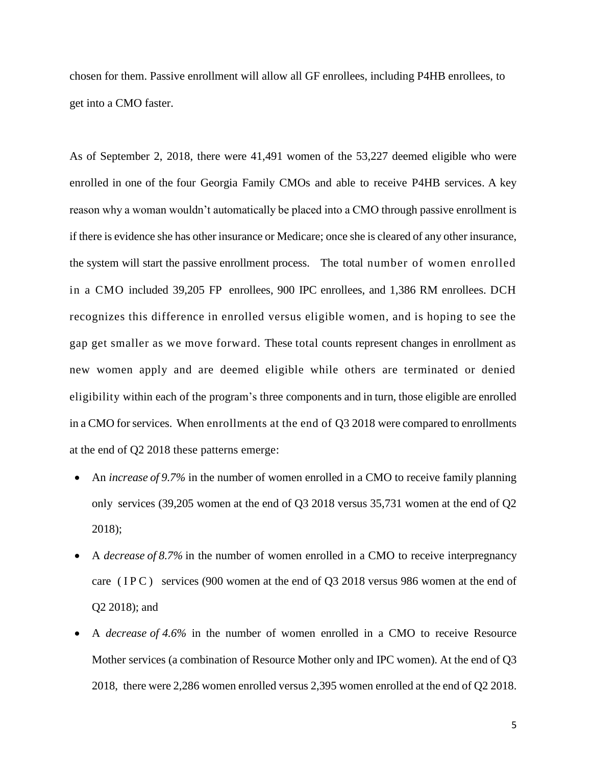chosen for them. Passive enrollment will allow all GF enrollees, including P4HB enrollees, to get into a CMO faster.

As of September 2, 2018, there were 41,491 women of the 53,227 deemed eligible who were enrolled in one of the four Georgia Family CMOs and able to receive P4HB services. A key reason why a woman wouldn't automatically be placed into a CMO through passive enrollment is if there is evidence she has other insurance or Medicare; once she is cleared of any other insurance, the system will start the passive enrollment process. The total number of women enrolled in a CMO included 39,205 FP enrollees, 900 IPC enrollees, and 1,386 RM enrollees. DCH recognizes this difference in enrolled versus eligible women, and is hoping to see the gap get smaller as we move forward. These total counts represent changes in enrollment as new women apply and are deemed eligible while others are terminated or denied eligibility within each of the program's three components and in turn, those eligible are enrolled in a CMO for services. When enrollments at the end of Q3 2018 were compared to enrollments at the end of Q2 2018 these patterns emerge:

- An *increase of 9.7%* in the number of women enrolled in a CMO to receive family planning only services (39,205 women at the end of Q3 2018 versus 35,731 women at the end of Q2 2018);
- A *decrease of 8.7%* in the number of women enrolled in a CMO to receive interpregnancy care (IPC) services (900 women at the end of Q3 2018 versus 986 women at the end of Q2 2018); and
- A *decrease of 4.6%* in the number of women enrolled in a CMO to receive Resource Mother services (a combination of Resource Mother only and IPC women). At the end of Q3 2018, there were 2,286 women enrolled versus 2,395 women enrolled at the end of Q2 2018.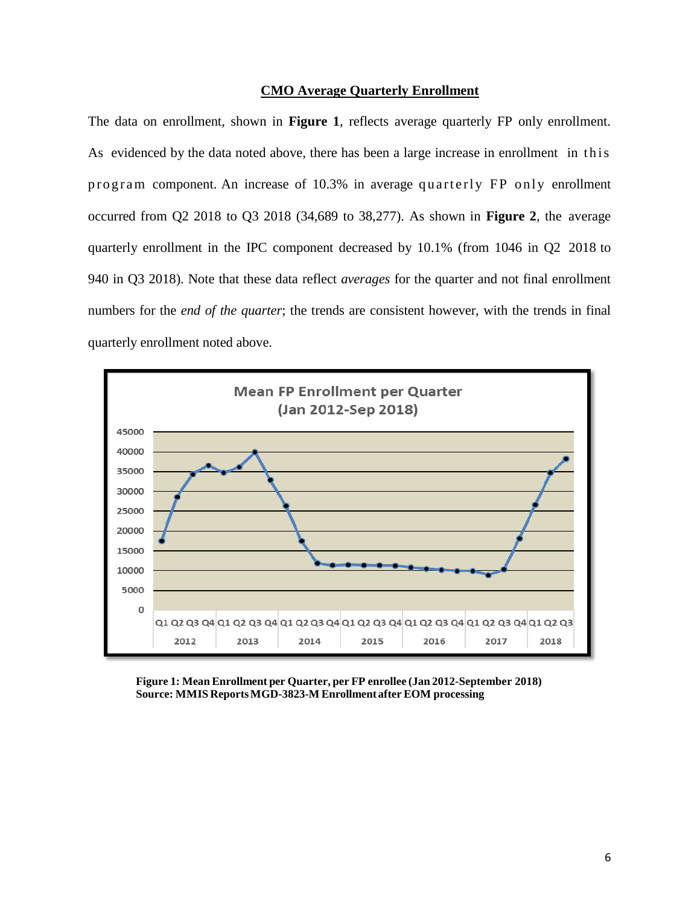## CMO Average Quarterly Enrollment

The data on enrollment, shown in **Figure 1**, reflects average quarterly FP only enrollment. As evidenced by the data noted above, there has been a large increase in enrollment in this program component. An increase of 10.3% in average quarterly FP only enrollment occurred from Q2 2018 to Q3 2018 (34,689 to 38,277). As shown in **Figure 2**, the average quarterly enrollment in the IPC component decreased by 10.1% (from 1046 in Q2 2018 to 940 in Q3 2018). Note that these data reflect *averages* for the quarter and not final enrollment numbers for the *end of the quarter*; the trends are consistent however, with the trends in final quarterly enrollment noted above.

**Figure 1: Mean Enrollment per Quarter, per FP enrollee (Jan 2012-September 2018)**
**Source: MMIS Reports MGD-3823-M Enrollment after EOM processing**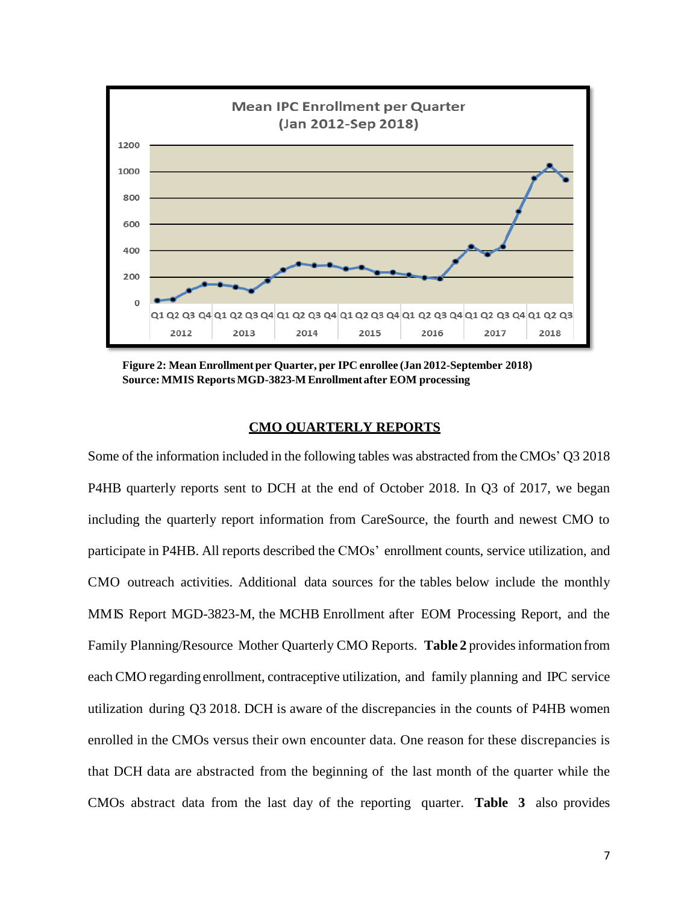Figure 2: Mean Enrollment per Quarter, per IPC enrollee (Jan 2012-September 2018)
Source: MMIS Reports MGD-3823-M Enrollment after EOM processing

## CMO QUARTERLY REPORTS

Some of the information included in the following tables was abstracted from the CMOs' Q3 2018 P4HB quarterly reports sent to DCH at the end of October 2018. In Q3 of 2017, we began including the quarterly report information from CareSource, the fourth and newest CMO to participate in P4HB. All reports described the CMOs' enrollment counts, service utilization, and CMO outreach activities. Additional data sources for the tables below include the monthly MMIS Report MGD-3823-M, the MCHB Enrollment after EOM Processing Report, and the Family Planning/Resource Mother Quarterly CMO Reports. **Table 2** provides information from each CMO regarding enrollment, contraceptive utilization, and family planning and IPC service utilization during Q3 2018. DCH is aware of the discrepancies in the counts of P4HB women enrolled in the CMOs versus their own encounter data. One reason for these discrepancies is that DCH data are abstracted from the beginning of the last month of the quarter while the CMOs abstract data from the last day of the reporting quarter. **Table 3** also provides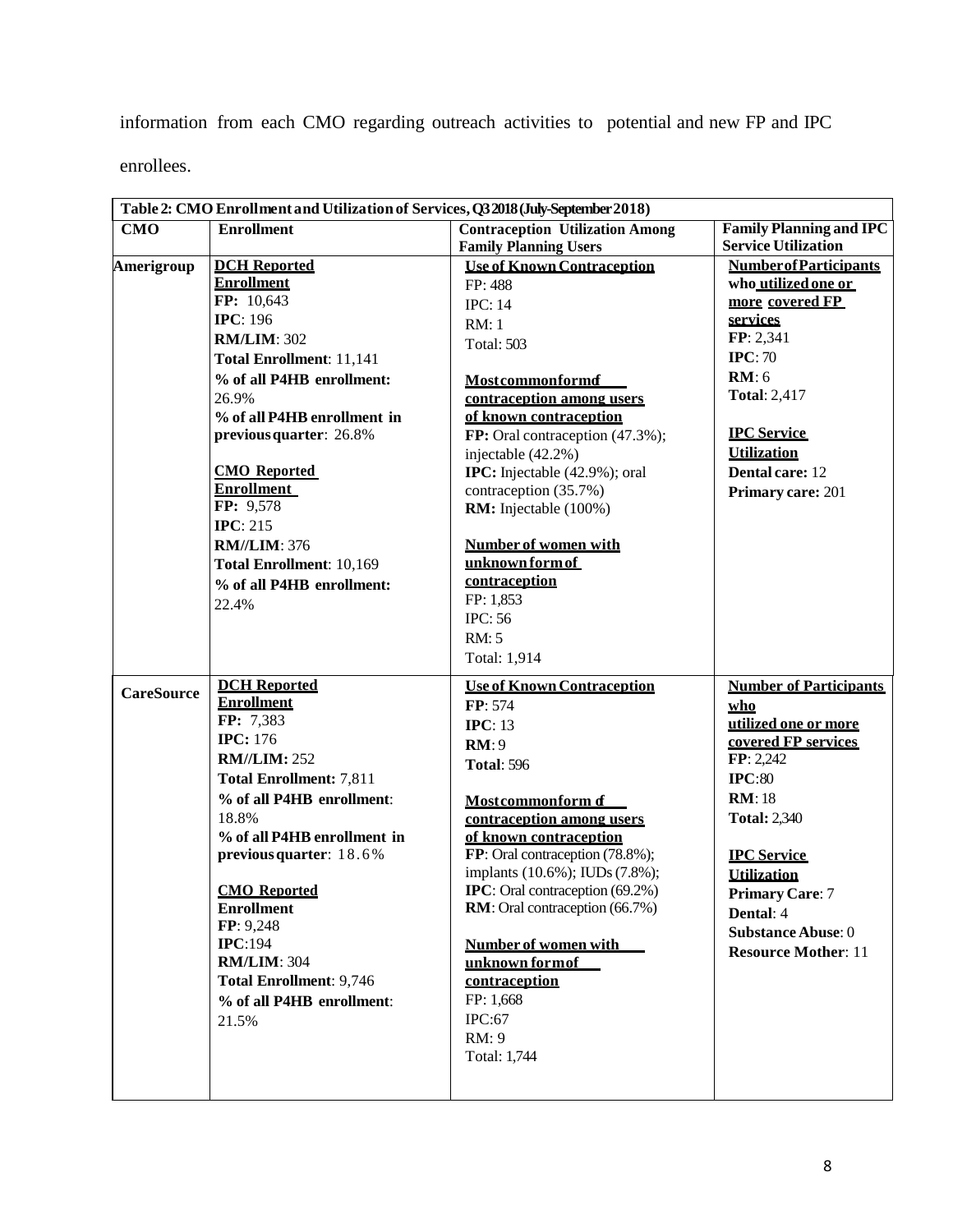information from each CMO regarding outreach activities to potential and new FP and IPC enrollees.

| Table 2: CMO Enrollment and Utilization of Services, Q3 2018 (July-September 2018) | | | |
|---|---|---|---|
| **CMO** | **Enrollment** | **Contraception Utilization Among Family Planning Users** | **Family Planning and IPC Service Utilization** |
| **Amerigroup** | **DCH Reported Enrollment**<br>**FP:** 10,643<br>**IPC**: 196<br>**RM/LIM**: 302<br>**Total Enrollment**: 11,141<br>**% of all P4HB enrollment:** 26.9%<br>**% of all P4HB enrollment in previous quarter**: 26.8%<br><br>**CMO Reported Enrollment**<br>**FP:** 9,578<br>**IPC**: 215<br>**RM//LIM**: 376<br>**Total Enrollment**: 10,169<br>**% of all P4HB enrollment:** 22.4% | **Use of Known Contraception**<br>FP: 488<br>IPC: 14<br>RM: 1<br>Total: 503<br><br>**Most common form of contraception among users of known contraception**<br>**FP:** Oral contraception (47.3%); injectable (42.2%)<br>**IPC:** Injectable (42.9%); oral contraception (35.7%)<br>**RM:** Injectable (100%)<br><br>**Number of women with unknown form of contraception**<br>FP: 1,853<br>IPC: 56<br>RM: 5<br>Total: 1,914 | **Number of Participants who utilized one or more covered FP services**<br>**FP**: 2,341<br>**IPC**: 70<br>**RM**: 6<br>**Total**: 2,417<br><br>**IPC Service Utilization**<br>**Dental care:** 12<br>**Primary care:** 201 |
| **CareSource** | **DCH Reported Enrollment**<br>**FP:** 7,383<br>**IPC:** 176<br>**RM//LIM:** 252<br>**Total Enrollment:** 7,811<br>**% of all P4HB enrollment**: 18.8%<br>**% of all P4HB enrollment in previous quarter**: 18.6%<br><br>**CMO Reported Enrollment**<br>**FP**: 9,248<br>**IPC**:194<br>**RM/LIM**: 304<br>**Total Enrollment**: 9,746<br>**% of all P4HB enrollment**: 21.5% | **Use of Known Contraception**<br>**FP**: 574<br>**IPC**: 13<br>**RM**: 9<br>**Total**: 596<br><br>**Most common form of contraception among users of known contraception**<br>**FP**: Oral contraception (78.8%); implants (10.6%); IUDs (7.8%);<br>**IPC**: Oral contraception (69.2%)<br>**RM**: Oral contraception (66.7%)<br><br>**Number of women with unknown form of contraception**<br>FP: 1,668<br>IPC:67<br>RM: 9<br>Total: 1,744 | **Number of Participants who utilized one or more covered FP services**<br>**FP**: 2,242<br>**IPC**:80<br>**RM**: 18<br>**Total:** 2,340<br><br>**IPC Service Utilization**<br>**Primary Care**: 7<br>**Dental**: 4<br>**Substance Abuse**: 0<br>**Resource Mother**: 11 |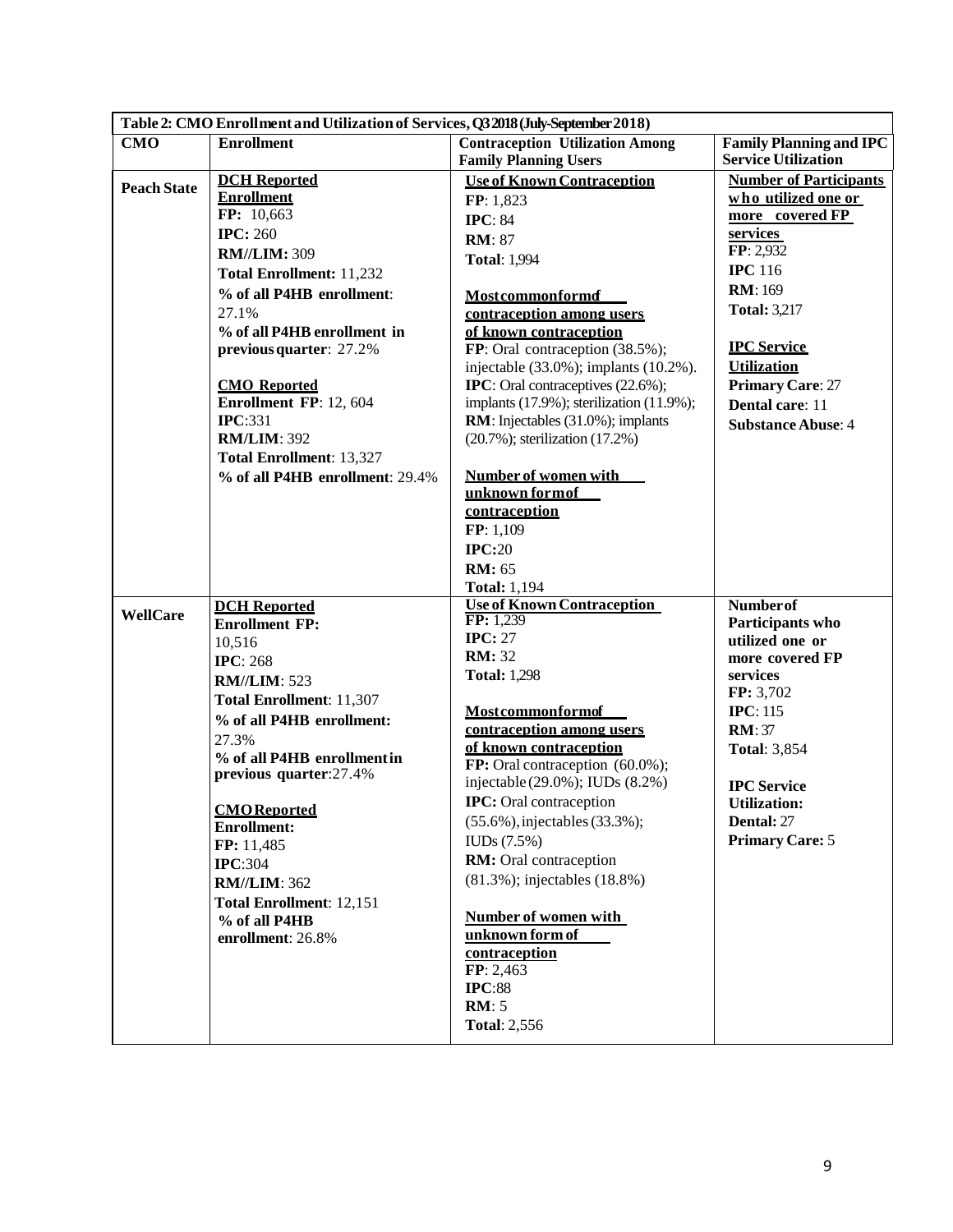| Table 2: CMO Enrollment and Utilization of Services, Q3 2018 (July-September 2018) | | | |
|---|---|---|---|
| **CMO** | **Enrollment** | **Contraception Utilization Among Family Planning Users** | **Family Planning and IPC Service Utilization** |
| **Peach State** | **DCH Reported Enrollment**<br>**FP:** 10,663<br>**IPC:** 260<br>**RM//LIM:** 309<br>**Total Enrollment:** 11,232<br>**% of all P4HB enrollment**: 27.1%<br>**% of all P4HB enrollment in previous quarter**: 27.2%<br><br>**CMO Reported Enrollment FP**: 12, 604<br>**IPC**:331<br>**RM/LIM**: 392<br>**Total Enrollment**: 13,327<br>**% of all P4HB enrollment**: 29.4% | **Use of Known Contraception**<br>**FP**: 1,823<br>**IPC**: 84<br>**RM**: 87<br>**Total**: 1,994<br><br>**Most common form of contraception among users of known contraception**<br>**FP**: Oral contraception (38.5%); injectable (33.0%); implants (10.2%).<br>**IPC**: Oral contraceptives (22.6%); implants (17.9%); sterilization (11.9%);<br>**RM**: Injectables (31.0%); implants (20.7%); sterilization (17.2%)<br><br>**Number of women with unknown form of contraception**<br>**FP**: 1,109<br>**IPC:**20<br>**RM:** 65<br>**Total:** 1,194 | **Number of Participants who utilized one or more covered FP services**<br>**FP**: 2,932<br>**IPC** 116<br>**RM**: 169<br>**Total:** 3,217<br><br>**IPC Service Utilization**<br>**Primary Care**: 27<br>**Dental care**: 11<br>**Substance Abuse**: 4 |
| **WellCare** | **DCH Reported Enrollment FP:** 10,516<br>**IPC**: 268<br>**RM//LIM**: 523<br>**Total Enrollment**: 11,307<br>**% of all P4HB enrollment:** 27.3%<br>**% of all P4HB enrollment in previous quarter**:27.4%<br><br>**CMO Reported Enrollment:**<br>**FP:** 11,485<br>**IPC**:304<br>**RM//LIM**: 362<br>**Total Enrollment**: 12,151<br>**% of all P4HB enrollment**: 26.8% | **Use of Known Contraception**<br>**FP:** 1,239<br>**IPC:** 27<br>**RM:** 32<br>**Total:** 1,298<br><br>**Most common form of contraception among users of known contraception**<br>**FP:** Oral contraception (60.0%); injectable (29.0%); IUDs (8.2%)<br>**IPC:** Oral contraception (55.6%), injectables (33.3%); IUDs (7.5%)<br>**RM:** Oral contraception (81.3%); injectables (18.8%)<br><br>**Number of women with unknown form of contraception**<br>**FP**: 2,463<br>**IPC**:88<br>**RM**: 5<br>**Total**: 2,556 | **Number of Participants who utilized one or more covered FP services**<br>**FP:** 3,702<br>**IPC**: 115<br>**RM**: 37<br>**Total**: 3,854<br><br>**IPC Service Utilization:**<br>**Dental:** 27<br>**Primary Care:** 5 |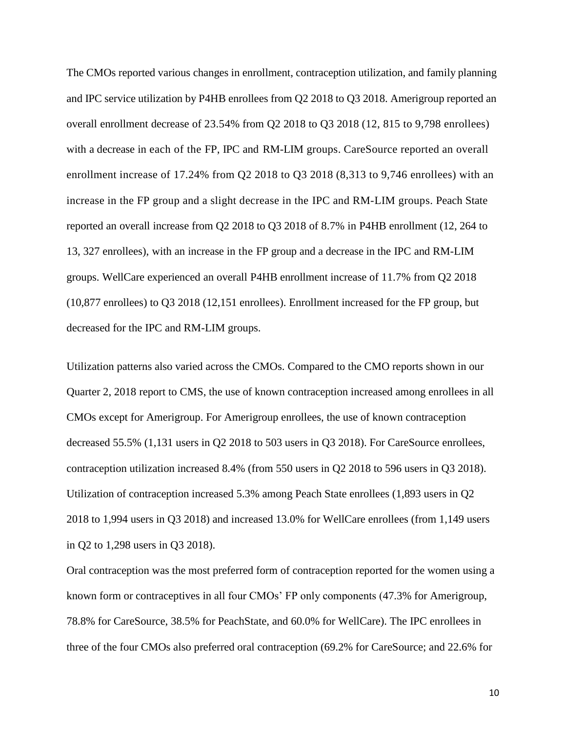The CMOs reported various changes in enrollment, contraception utilization, and family planning and IPC service utilization by P4HB enrollees from Q2 2018 to Q3 2018. Amerigroup reported an overall enrollment decrease of 23.54% from Q2 2018 to Q3 2018 (12, 815 to 9,798 enrollees) with a decrease in each of the FP, IPC and RM-LIM groups. CareSource reported an overall enrollment increase of 17.24% from Q2 2018 to Q3 2018 (8,313 to 9,746 enrollees) with an increase in the FP group and a slight decrease in the IPC and RM-LIM groups. Peach State reported an overall increase from Q2 2018 to Q3 2018 of 8.7% in P4HB enrollment (12, 264 to 13, 327 enrollees), with an increase in the FP group and a decrease in the IPC and RM-LIM groups. WellCare experienced an overall P4HB enrollment increase of 11.7% from Q2 2018 (10,877 enrollees) to Q3 2018 (12,151 enrollees). Enrollment increased for the FP group, but decreased for the IPC and RM-LIM groups.

Utilization patterns also varied across the CMOs. Compared to the CMO reports shown in our Quarter 2, 2018 report to CMS, the use of known contraception increased among enrollees in all CMOs except for Amerigroup. For Amerigroup enrollees, the use of known contraception decreased 55.5% (1,131 users in Q2 2018 to 503 users in Q3 2018). For CareSource enrollees, contraception utilization increased 8.4% (from 550 users in Q2 2018 to 596 users in Q3 2018). Utilization of contraception increased 5.3% among Peach State enrollees (1,893 users in Q2 2018 to 1,994 users in Q3 2018) and increased 13.0% for WellCare enrollees (from 1,149 users in Q2 to 1,298 users in Q3 2018).

Oral contraception was the most preferred form of contraception reported for the women using a known form or contraceptives in all four CMOs' FP only components (47.3% for Amerigroup, 78.8% for CareSource, 38.5% for PeachState, and 60.0% for WellCare). The IPC enrollees in three of the four CMOs also preferred oral contraception (69.2% for CareSource; and 22.6% for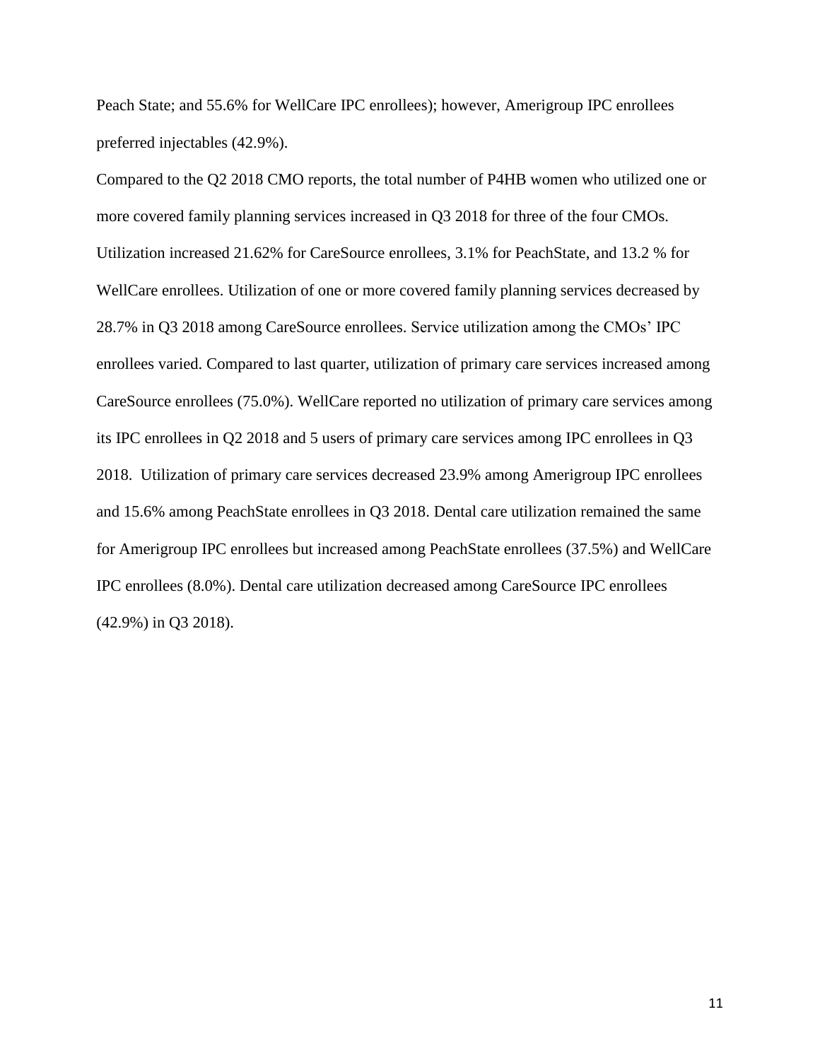Peach State; and 55.6% for WellCare IPC enrollees); however, Amerigroup IPC enrollees preferred injectables (42.9%).

Compared to the Q2 2018 CMO reports, the total number of P4HB women who utilized one or more covered family planning services increased in Q3 2018 for three of the four CMOs. Utilization increased 21.62% for CareSource enrollees, 3.1% for PeachState, and 13.2 % for WellCare enrollees. Utilization of one or more covered family planning services decreased by 28.7% in Q3 2018 among CareSource enrollees. Service utilization among the CMOs' IPC enrollees varied. Compared to last quarter, utilization of primary care services increased among CareSource enrollees (75.0%). WellCare reported no utilization of primary care services among its IPC enrollees in Q2 2018 and 5 users of primary care services among IPC enrollees in Q3 2018. Utilization of primary care services decreased 23.9% among Amerigroup IPC enrollees and 15.6% among PeachState enrollees in Q3 2018. Dental care utilization remained the same for Amerigroup IPC enrollees but increased among PeachState enrollees (37.5%) and WellCare IPC enrollees (8.0%). Dental care utilization decreased among CareSource IPC enrollees (42.9%) in Q3 2018).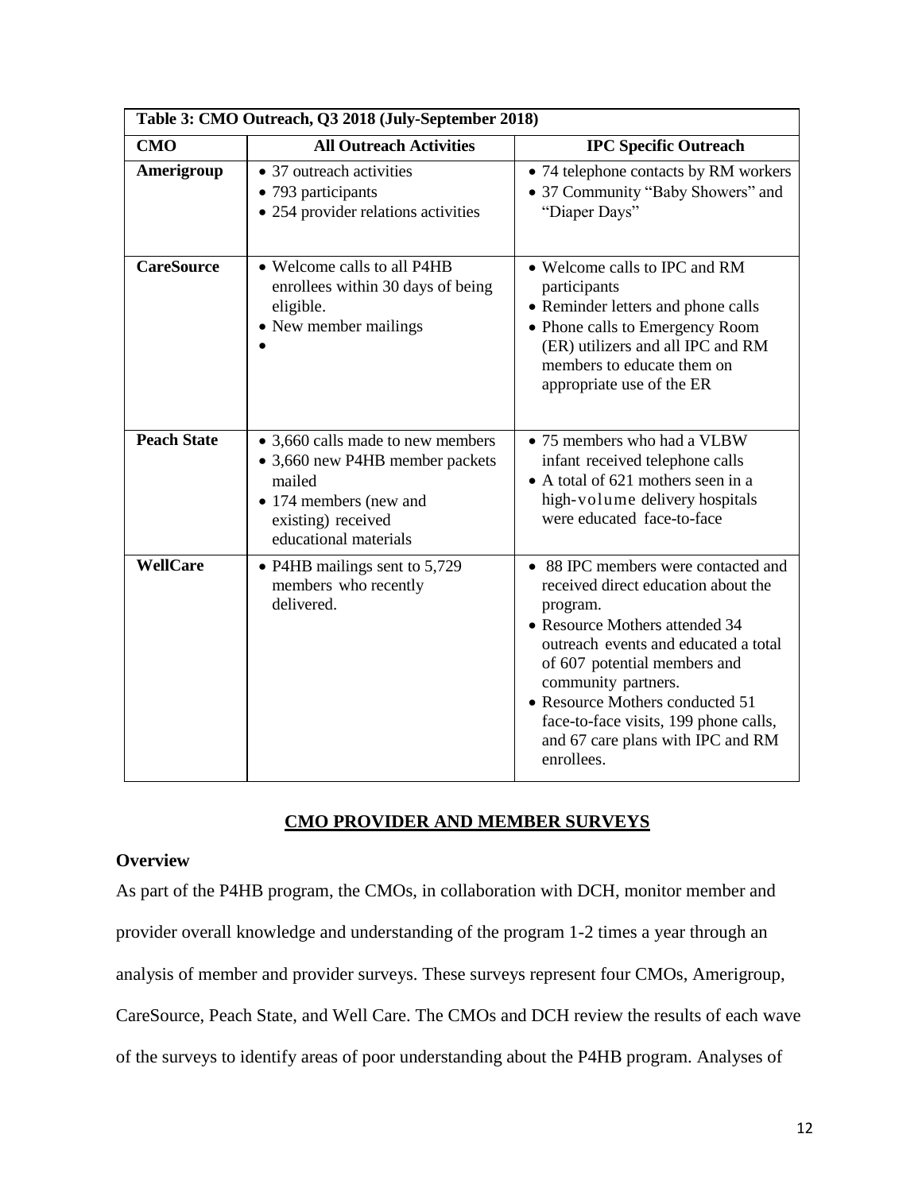| Table 3: CMO Outreach, Q3 2018 (July-September 2018) | | |
|---|---|---|
| **CMO** | **All Outreach Activities** | **IPC Specific Outreach** |
| **Amerigroup** | • 37 outreach activities<br>• 793 participants<br>• 254 provider relations activities | • 74 telephone contacts by RM workers<br>• 37 Community "Baby Showers" and "Diaper Days" |
| **CareSource** | • Welcome calls to all P4HB enrollees within 30 days of being eligible.<br>• New member mailings<br>• | • Welcome calls to IPC and RM participants<br>• Reminder letters and phone calls<br>• Phone calls to Emergency Room (ER) utilizers and all IPC and RM members to educate them on appropriate use of the ER |
| **Peach State** | • 3,660 calls made to new members<br>• 3,660 new P4HB member packets mailed<br>• 174 members (new and existing) received educational materials | • 75 members who had a VLBW infant received telephone calls<br>• A total of 621 mothers seen in a high-volume delivery hospitals were educated face-to-face |
| **WellCare** | • P4HB mailings sent to 5,729 members who recently delivered. | • 88 IPC members were contacted and received direct education about the program.<br>• Resource Mothers attended 34 outreach events and educated a total of 607 potential members and community partners.<br>• Resource Mothers conducted 51 face-to-face visits, 199 phone calls, and 67 care plans with IPC and RM enrollees. |

## CMO PROVIDER AND MEMBER SURVEYS

### Overview

As part of the P4HB program, the CMOs, in collaboration with DCH, monitor member and provider overall knowledge and understanding of the program 1-2 times a year through an analysis of member and provider surveys. These surveys represent four CMOs, Amerigroup, CareSource, Peach State, and Well Care. The CMOs and DCH review the results of each wave of the surveys to identify areas of poor understanding about the P4HB program. Analyses of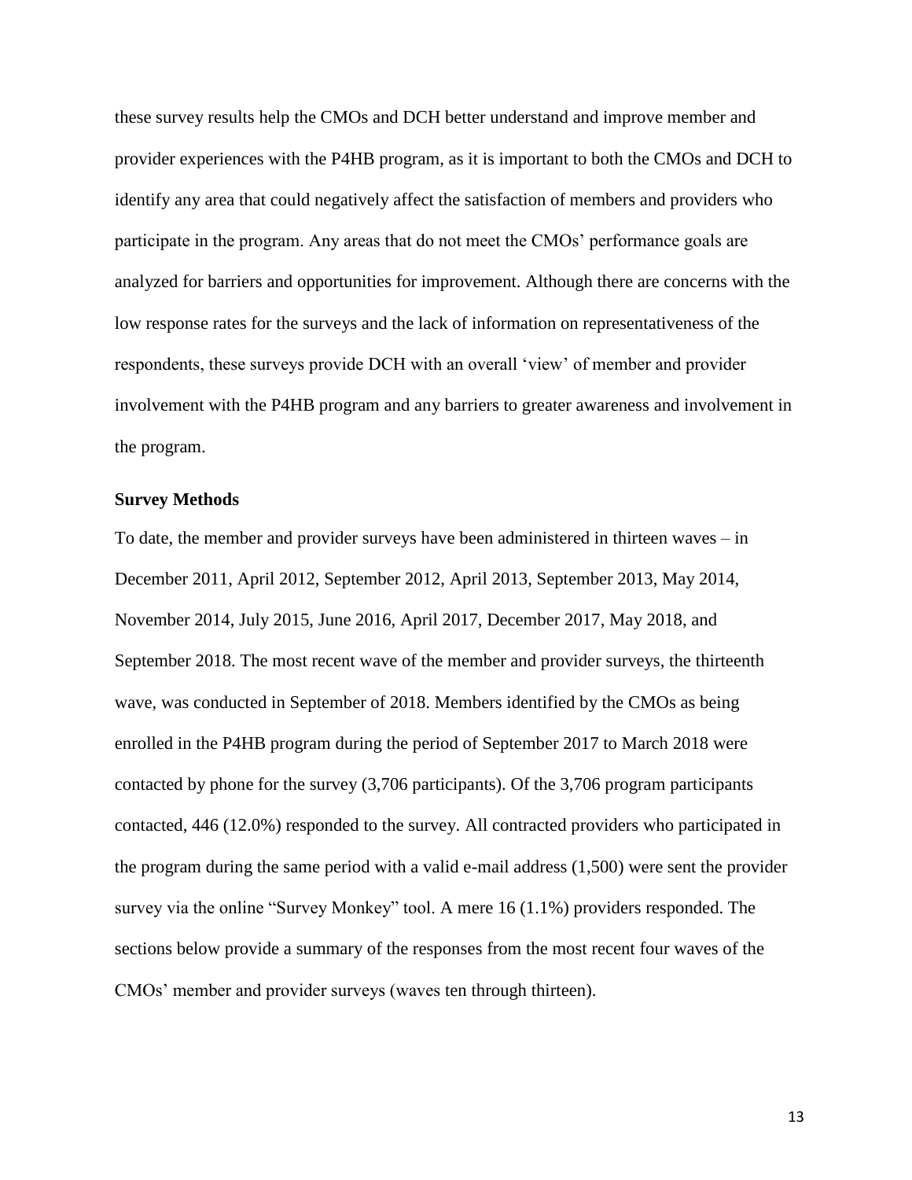these survey results help the CMOs and DCH better understand and improve member and provider experiences with the P4HB program, as it is important to both the CMOs and DCH to identify any area that could negatively affect the satisfaction of members and providers who participate in the program. Any areas that do not meet the CMOs' performance goals are analyzed for barriers and opportunities for improvement. Although there are concerns with the low response rates for the surveys and the lack of information on representativeness of the respondents, these surveys provide DCH with an overall 'view' of member and provider involvement with the P4HB program and any barriers to greater awareness and involvement in the program.

**Survey Methods**

To date, the member and provider surveys have been administered in thirteen waves – in December 2011, April 2012, September 2012, April 2013, September 2013, May 2014, November 2014, July 2015, June 2016, April 2017, December 2017, May 2018, and September 2018. The most recent wave of the member and provider surveys, the thirteenth wave, was conducted in September of 2018. Members identified by the CMOs as being enrolled in the P4HB program during the period of September 2017 to March 2018 were contacted by phone for the survey (3,706 participants). Of the 3,706 program participants contacted, 446 (12.0%) responded to the survey. All contracted providers who participated in the program during the same period with a valid e-mail address (1,500) were sent the provider survey via the online "Survey Monkey" tool. A mere 16 (1.1%) providers responded. The sections below provide a summary of the responses from the most recent four waves of the CMOs' member and provider surveys (waves ten through thirteen).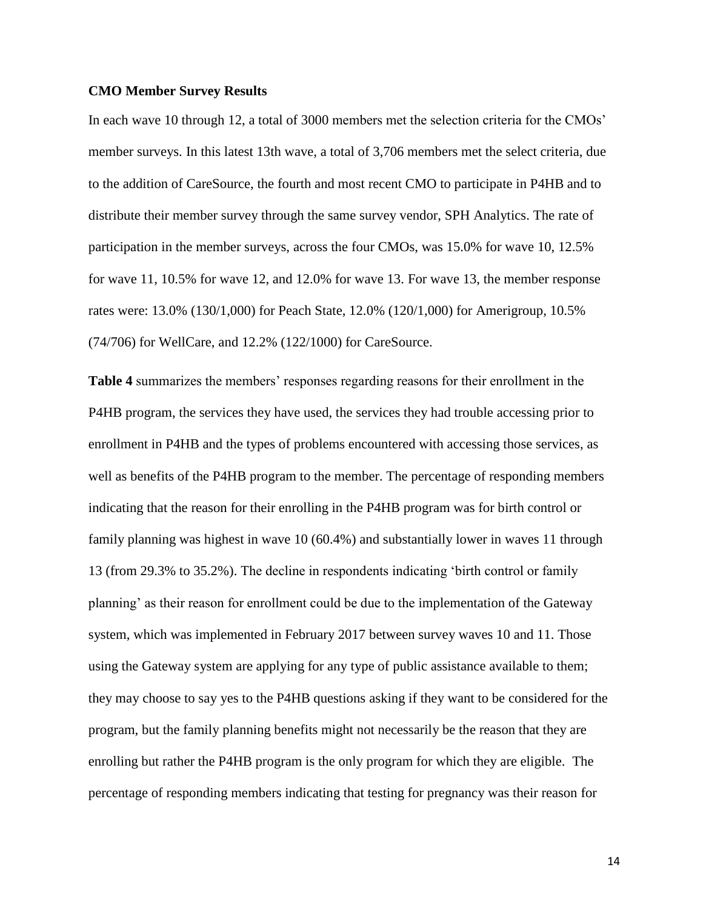**CMO Member Survey Results**

In each wave 10 through 12, a total of 3000 members met the selection criteria for the CMOs' member surveys. In this latest 13th wave, a total of 3,706 members met the select criteria, due to the addition of CareSource, the fourth and most recent CMO to participate in P4HB and to distribute their member survey through the same survey vendor, SPH Analytics. The rate of participation in the member surveys, across the four CMOs, was 15.0% for wave 10, 12.5% for wave 11, 10.5% for wave 12, and 12.0% for wave 13. For wave 13, the member response rates were: 13.0% (130/1,000) for Peach State, 12.0% (120/1,000) for Amerigroup, 10.5% (74/706) for WellCare, and 12.2% (122/1000) for CareSource.

**Table 4** summarizes the members' responses regarding reasons for their enrollment in the P4HB program, the services they have used, the services they had trouble accessing prior to enrollment in P4HB and the types of problems encountered with accessing those services, as well as benefits of the P4HB program to the member. The percentage of responding members indicating that the reason for their enrolling in the P4HB program was for birth control or family planning was highest in wave 10 (60.4%) and substantially lower in waves 11 through 13 (from 29.3% to 35.2%). The decline in respondents indicating 'birth control or family planning' as their reason for enrollment could be due to the implementation of the Gateway system, which was implemented in February 2017 between survey waves 10 and 11. Those using the Gateway system are applying for any type of public assistance available to them; they may choose to say yes to the P4HB questions asking if they want to be considered for the program, but the family planning benefits might not necessarily be the reason that they are enrolling but rather the P4HB program is the only program for which they are eligible. The percentage of responding members indicating that testing for pregnancy was their reason for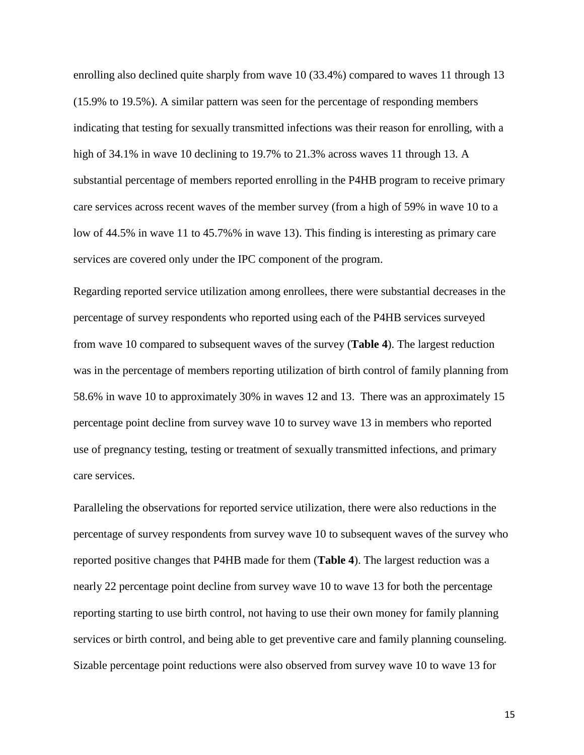enrolling also declined quite sharply from wave 10 (33.4%) compared to waves 11 through 13 (15.9% to 19.5%). A similar pattern was seen for the percentage of responding members indicating that testing for sexually transmitted infections was their reason for enrolling, with a high of 34.1% in wave 10 declining to 19.7% to 21.3% across waves 11 through 13. A substantial percentage of members reported enrolling in the P4HB program to receive primary care services across recent waves of the member survey (from a high of 59% in wave 10 to a low of 44.5% in wave 11 to 45.7%% in wave 13). This finding is interesting as primary care services are covered only under the IPC component of the program.

Regarding reported service utilization among enrollees, there were substantial decreases in the percentage of survey respondents who reported using each of the P4HB services surveyed from wave 10 compared to subsequent waves of the survey (**Table 4**). The largest reduction was in the percentage of members reporting utilization of birth control of family planning from 58.6% in wave 10 to approximately 30% in waves 12 and 13. There was an approximately 15 percentage point decline from survey wave 10 to survey wave 13 in members who reported use of pregnancy testing, testing or treatment of sexually transmitted infections, and primary care services.

Paralleling the observations for reported service utilization, there were also reductions in the percentage of survey respondents from survey wave 10 to subsequent waves of the survey who reported positive changes that P4HB made for them (**Table 4**). The largest reduction was a nearly 22 percentage point decline from survey wave 10 to wave 13 for both the percentage reporting starting to use birth control, not having to use their own money for family planning services or birth control, and being able to get preventive care and family planning counseling. Sizable percentage point reductions were also observed from survey wave 10 to wave 13 for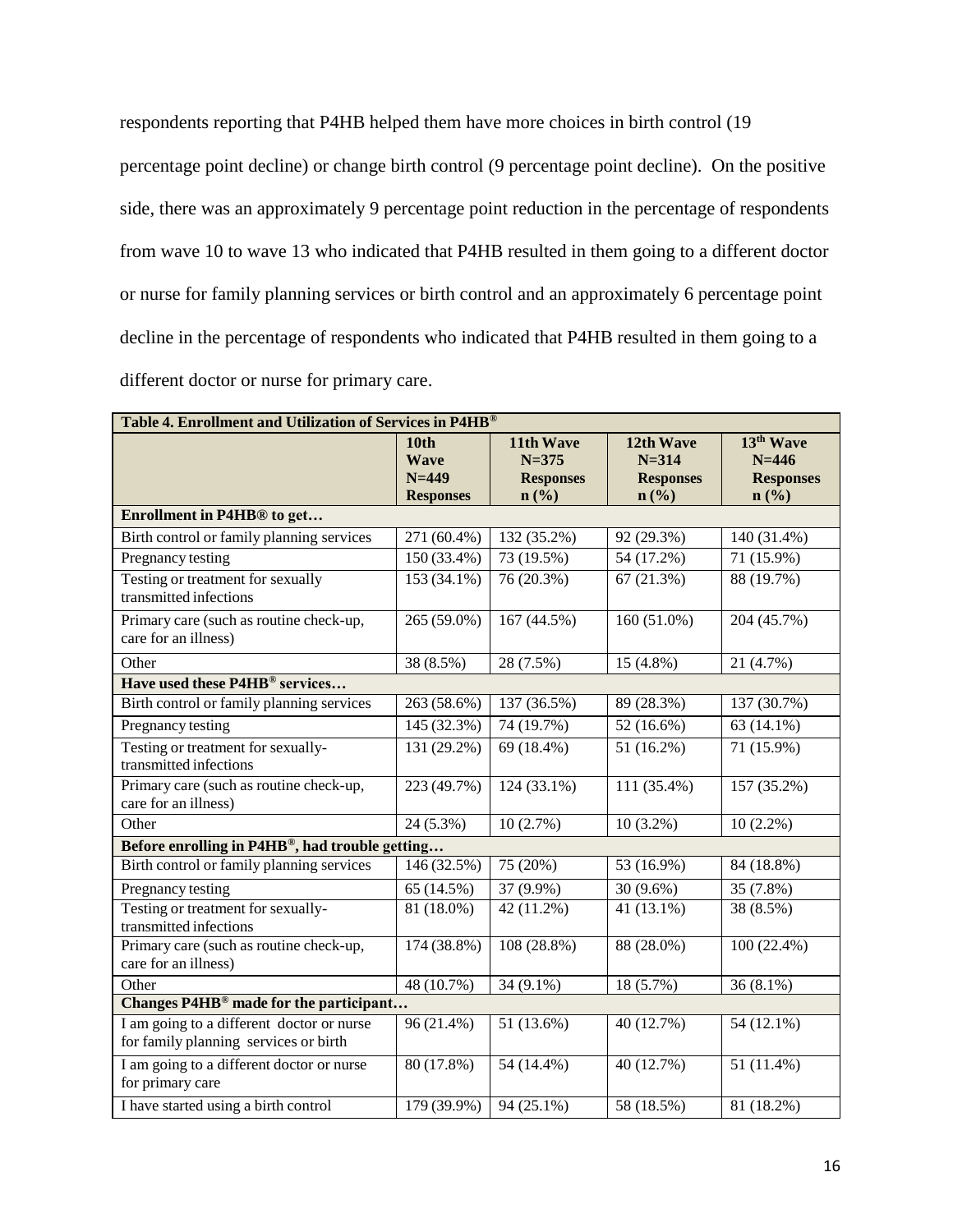respondents reporting that P4HB helped them have more choices in birth control (19 percentage point decline) or change birth control (9 percentage point decline). On the positive side, there was an approximately 9 percentage point reduction in the percentage of respondents from wave 10 to wave 13 who indicated that P4HB resulted in them going to a different doctor or nurse for family planning services or birth control and an approximately 6 percentage point decline in the percentage of respondents who indicated that P4HB resulted in them going to a different doctor or nurse for primary care.

| Table 4. Enrollment and Utilization of Services in P4HB® | | | | |
|---|---|---|---|---|
| | 10th Wave N=449 Responses | 11th Wave N=375 Responses n (%) | 12th Wave N=314 Responses n (%) | 13th Wave N=446 Responses n (%) |
| **Enrollment in P4HB® to get…** | | | | |
| Birth control or family planning services | 271 (60.4%) | 132 (35.2%) | 92 (29.3%) | 140 (31.4%) |
| Pregnancy testing | 150 (33.4%) | 73 (19.5%) | 54 (17.2%) | 71 (15.9%) |
| Testing or treatment for sexually transmitted infections | 153 (34.1%) | 76 (20.3%) | 67 (21.3%) | 88 (19.7%) |
| Primary care (such as routine check-up, care for an illness) | 265 (59.0%) | 167 (44.5%) | 160 (51.0%) | 204 (45.7%) |
| Other | 38 (8.5%) | 28 (7.5%) | 15 (4.8%) | 21 (4.7%) |
| **Have used these P4HB® services…** | | | | |
| Birth control or family planning services | 263 (58.6%) | 137 (36.5%) | 89 (28.3%) | 137 (30.7%) |
| Pregnancy testing | 145 (32.3%) | 74 (19.7%) | 52 (16.6%) | 63 (14.1%) |
| Testing or treatment for sexually-transmitted infections | 131 (29.2%) | 69 (18.4%) | 51 (16.2%) | 71 (15.9%) |
| Primary care (such as routine check-up, care for an illness) | 223 (49.7%) | 124 (33.1%) | 111 (35.4%) | 157 (35.2%) |
| Other | 24 (5.3%) | 10 (2.7%) | 10 (3.2%) | 10 (2.2%) |
| **Before enrolling in P4HB®, had trouble getting…** | | | | |
| Birth control or family planning services | 146 (32.5%) | 75 (20%) | 53 (16.9%) | 84 (18.8%) |
| Pregnancy testing | 65 (14.5%) | 37 (9.9%) | 30 (9.6%) | 35 (7.8%) |
| Testing or treatment for sexually-transmitted infections | 81 (18.0%) | 42 (11.2%) | 41 (13.1%) | 38 (8.5%) |
| Primary care (such as routine check-up, care for an illness) | 174 (38.8%) | 108 (28.8%) | 88 (28.0%) | 100 (22.4%) |
| Other | 48 (10.7%) | 34 (9.1%) | 18 (5.7%) | 36 (8.1%) |
| **Changes P4HB® made for the participant…** | | | | |
| I am going to a different doctor or nurse for family planning services or birth | 96 (21.4%) | 51 (13.6%) | 40 (12.7%) | 54 (12.1%) |
| I am going to a different doctor or nurse for primary care | 80 (17.8%) | 54 (14.4%) | 40 (12.7%) | 51 (11.4%) |
| I have started using a birth control | 179 (39.9%) | 94 (25.1%) | 58 (18.5%) | 81 (18.2%) |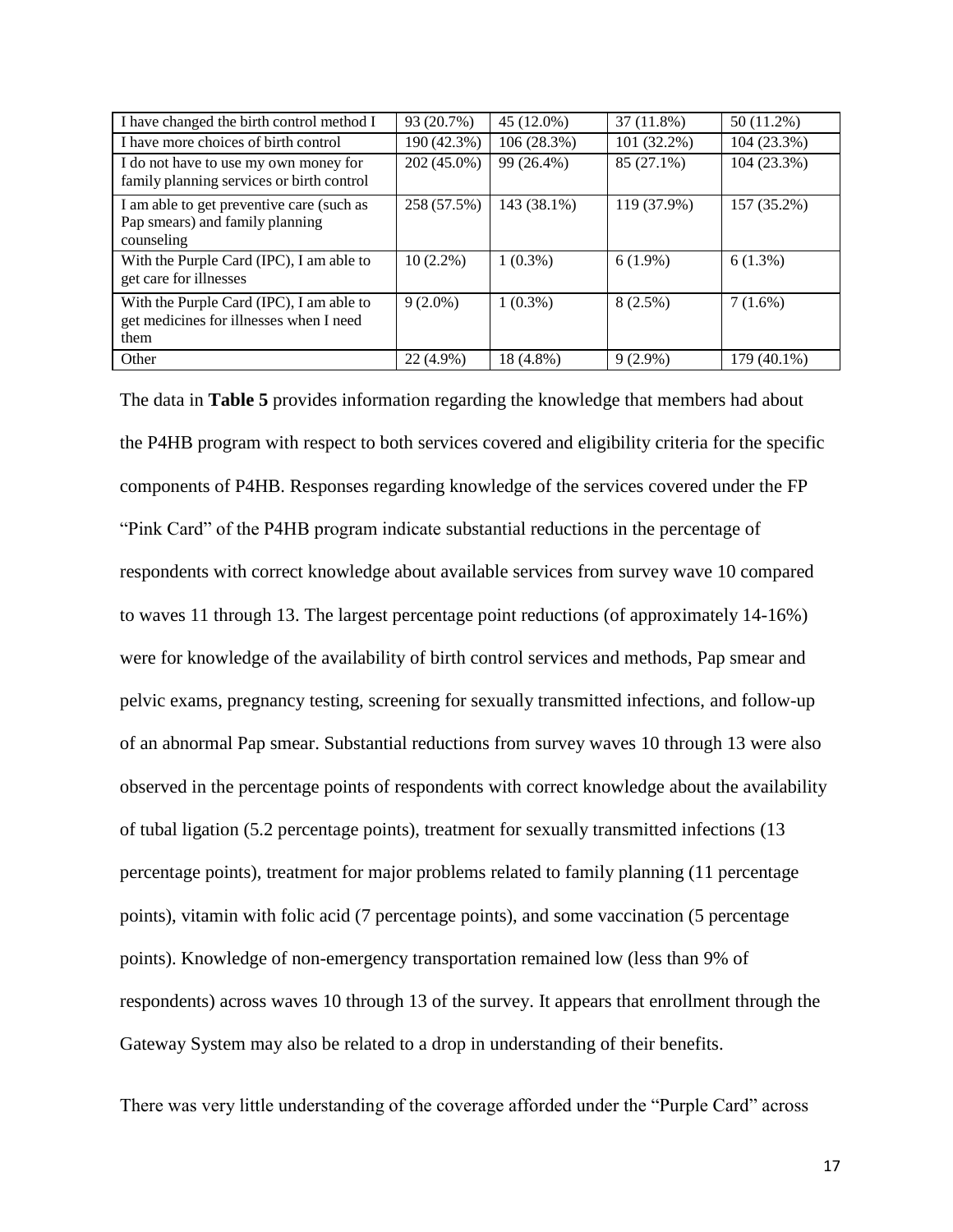| | | | | |
|---|---|---|---|---|
| I have changed the birth control method I | 93 (20.7%) | 45 (12.0%) | 37 (11.8%) | 50 (11.2%) |
| I have more choices of birth control | 190 (42.3%) | 106 (28.3%) | 101 (32.2%) | 104 (23.3%) |
| I do not have to use my own money for family planning services or birth control | 202 (45.0%) | 99 (26.4%) | 85 (27.1%) | 104 (23.3%) |
| I am able to get preventive care (such as Pap smears) and family planning counseling | 258 (57.5%) | 143 (38.1%) | 119 (37.9%) | 157 (35.2%) |
| With the Purple Card (IPC), I am able to get care for illnesses | 10 (2.2%) | 1 (0.3%) | 6 (1.9%) | 6 (1.3%) |
| With the Purple Card (IPC), I am able to get medicines for illnesses when I need them | 9 (2.0%) | 1 (0.3%) | 8 (2.5%) | 7 (1.6%) |
| Other | 22 (4.9%) | 18 (4.8%) | 9 (2.9%) | 179 (40.1%) |

The data in **Table 5** provides information regarding the knowledge that members had about the P4HB program with respect to both services covered and eligibility criteria for the specific components of P4HB. Responses regarding knowledge of the services covered under the FP "Pink Card" of the P4HB program indicate substantial reductions in the percentage of respondents with correct knowledge about available services from survey wave 10 compared to waves 11 through 13. The largest percentage point reductions (of approximately 14-16%) were for knowledge of the availability of birth control services and methods, Pap smear and pelvic exams, pregnancy testing, screening for sexually transmitted infections, and follow-up of an abnormal Pap smear. Substantial reductions from survey waves 10 through 13 were also observed in the percentage points of respondents with correct knowledge about the availability of tubal ligation (5.2 percentage points), treatment for sexually transmitted infections (13 percentage points), treatment for major problems related to family planning (11 percentage points), vitamin with folic acid (7 percentage points), and some vaccination (5 percentage points). Knowledge of non-emergency transportation remained low (less than 9% of respondents) across waves 10 through 13 of the survey. It appears that enrollment through the Gateway System may also be related to a drop in understanding of their benefits.

There was very little understanding of the coverage afforded under the "Purple Card" across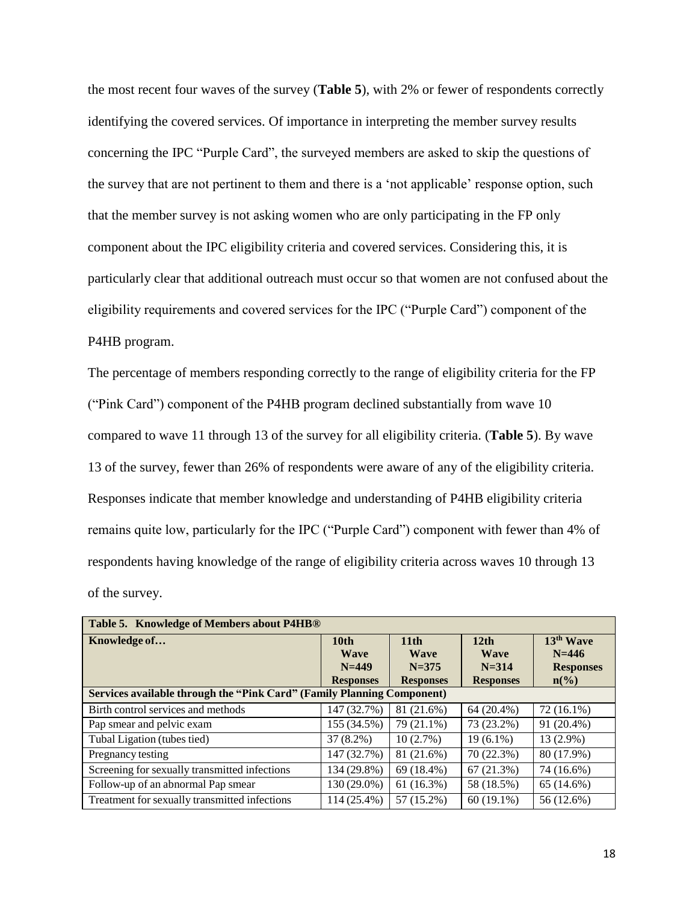the most recent four waves of the survey (**Table 5**), with 2% or fewer of respondents correctly identifying the covered services. Of importance in interpreting the member survey results concerning the IPC "Purple Card", the surveyed members are asked to skip the questions of the survey that are not pertinent to them and there is a 'not applicable' response option, such that the member survey is not asking women who are only participating in the FP only component about the IPC eligibility criteria and covered services. Considering this, it is particularly clear that additional outreach must occur so that women are not confused about the eligibility requirements and covered services for the IPC ("Purple Card") component of the P4HB program.

The percentage of members responding correctly to the range of eligibility criteria for the FP ("Pink Card") component of the P4HB program declined substantially from wave 10 compared to wave 11 through 13 of the survey for all eligibility criteria. (**Table 5**). By wave 13 of the survey, fewer than 26% of respondents were aware of any of the eligibility criteria. Responses indicate that member knowledge and understanding of P4HB eligibility criteria remains quite low, particularly for the IPC ("Purple Card") component with fewer than 4% of respondents having knowledge of the range of eligibility criteria across waves 10 through 13 of the survey.

| **Table 5. Knowledge of Members about P4HB®** | | | | |
|---|---|---|---|---|
| **Knowledge of…** | **10th Wave N=449 Responses** | **11th Wave N=375 Responses** | **12th Wave N=314 Responses** | **13th Wave N=446 Responses n(%)** |
| **Services available through the "Pink Card" (Family Planning Component)** | | | | |
| Birth control services and methods | 147 (32.7%) | 81 (21.6%) | 64 (20.4%) | 72 (16.1%) |
| Pap smear and pelvic exam | 155 (34.5%) | 79 (21.1%) | 73 (23.2%) | 91 (20.4%) |
| Tubal Ligation (tubes tied) | 37 (8.2%) | 10 (2.7%) | 19 (6.1%) | 13 (2.9%) |
| Pregnancy testing | 147 (32.7%) | 81 (21.6%) | 70 (22.3%) | 80 (17.9%) |
| Screening for sexually transmitted infections | 134 (29.8%) | 69 (18.4%) | 67 (21.3%) | 74 (16.6%) |
| Follow-up of an abnormal Pap smear | 130 (29.0%) | 61 (16.3%) | 58 (18.5%) | 65 (14.6%) |
| Treatment for sexually transmitted infections | 114 (25.4%) | 57 (15.2%) | 60 (19.1%) | 56 (12.6%) |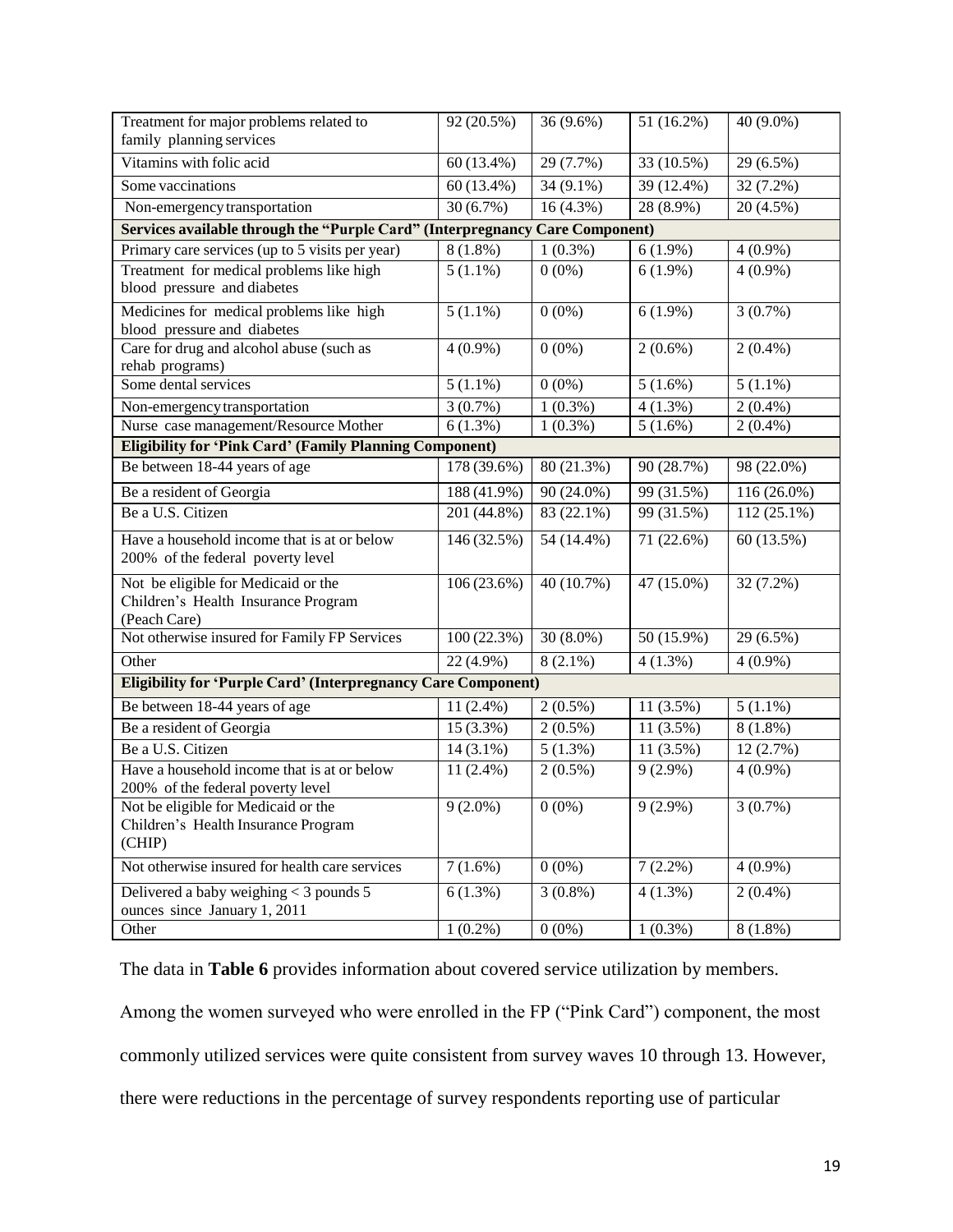| | | | | |
|---|---|---|---|---|
| Treatment for major problems related to family planning services | 92 (20.5%) | 36 (9.6%) | 51 (16.2%) | 40 (9.0%) |
| Vitamins with folic acid | 60 (13.4%) | 29 (7.7%) | 33 (10.5%) | 29 (6.5%) |
| Some vaccinations | 60 (13.4%) | 34 (9.1%) | 39 (12.4%) | 32 (7.2%) |
| Non-emergency transportation | 30 (6.7%) | 16 (4.3%) | 28 (8.9%) | 20 (4.5%) |
| **Services available through the "Purple Card" (Interpregnancy Care Component)** | | | | |
| Primary care services (up to 5 visits per year) | 8 (1.8%) | 1 (0.3%) | 6 (1.9%) | 4 (0.9%) |
| Treatment for medical problems like high blood pressure and diabetes | 5 (1.1%) | 0 (0%) | 6 (1.9%) | 4 (0.9%) |
| Medicines for medical problems like high blood pressure and diabetes | 5 (1.1%) | 0 (0%) | 6 (1.9%) | 3 (0.7%) |
| Care for drug and alcohol abuse (such as rehab programs) | 4 (0.9%) | 0 (0%) | 2 (0.6%) | 2 (0.4%) |
| Some dental services | 5 (1.1%) | 0 (0%) | 5 (1.6%) | 5 (1.1%) |
| Non-emergency transportation | 3 (0.7%) | 1 (0.3%) | 4 (1.3%) | 2 (0.4%) |
| Nurse case management/Resource Mother | 6 (1.3%) | 1 (0.3%) | 5 (1.6%) | 2 (0.4%) |
| **Eligibility for 'Pink Card' (Family Planning Component)** | | | | |
| Be between 18-44 years of age | 178 (39.6%) | 80 (21.3%) | 90 (28.7%) | 98 (22.0%) |
| Be a resident of Georgia | 188 (41.9%) | 90 (24.0%) | 99 (31.5%) | 116 (26.0%) |
| Be a U.S. Citizen | 201 (44.8%) | 83 (22.1%) | 99 (31.5%) | 112 (25.1%) |
| Have a household income that is at or below 200% of the federal poverty level | 146 (32.5%) | 54 (14.4%) | 71 (22.6%) | 60 (13.5%) |
| Not be eligible for Medicaid or the Children's Health Insurance Program (Peach Care) | 106 (23.6%) | 40 (10.7%) | 47 (15.0%) | 32 (7.2%) |
| Not otherwise insured for Family FP Services | 100 (22.3%) | 30 (8.0%) | 50 (15.9%) | 29 (6.5%) |
| Other | 22 (4.9%) | 8 (2.1%) | 4 (1.3%) | 4 (0.9%) |
| **Eligibility for 'Purple Card' (Interpregnancy Care Component)** | | | | |
| Be between 18-44 years of age | 11 (2.4%) | 2 (0.5%) | 11 (3.5%) | 5 (1.1%) |
| Be a resident of Georgia | 15 (3.3%) | 2 (0.5%) | 11 (3.5%) | 8 (1.8%) |
| Be a U.S. Citizen | 14 (3.1%) | 5 (1.3%) | 11 (3.5%) | 12 (2.7%) |
| Have a household income that is at or below 200% of the federal poverty level | 11 (2.4%) | 2 (0.5%) | 9 (2.9%) | 4 (0.9%) |
| Not be eligible for Medicaid or the Children's Health Insurance Program (CHIP) | 9 (2.0%) | 0 (0%) | 9 (2.9%) | 3 (0.7%) |
| Not otherwise insured for health care services | 7 (1.6%) | 0 (0%) | 7 (2.2%) | 4 (0.9%) |
| Delivered a baby weighing < 3 pounds 5 ounces since January 1, 2011 | 6 (1.3%) | 3 (0.8%) | 4 (1.3%) | 2 (0.4%) |
| Other | 1 (0.2%) | 0 (0%) | 1 (0.3%) | 8 (1.8%) |

The data in **Table 6** provides information about covered service utilization by members. Among the women surveyed who were enrolled in the FP ("Pink Card") component, the most commonly utilized services were quite consistent from survey waves 10 through 13. However, there were reductions in the percentage of survey respondents reporting use of particular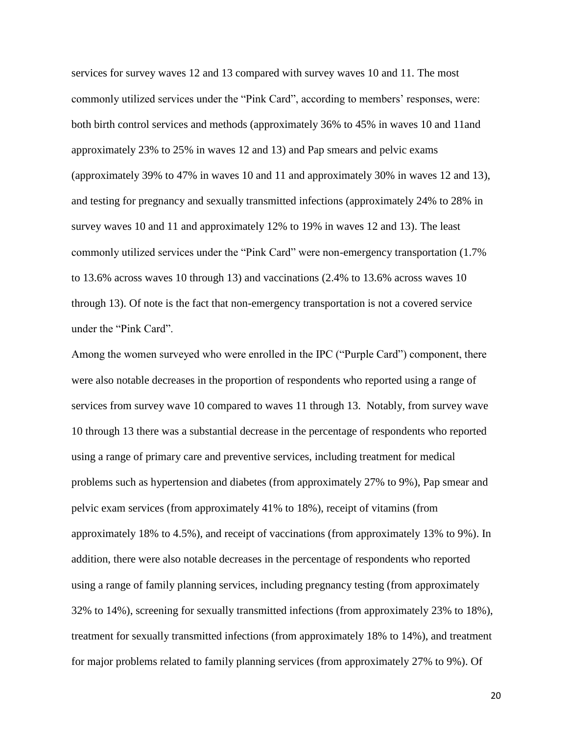services for survey waves 12 and 13 compared with survey waves 10 and 11. The most commonly utilized services under the "Pink Card", according to members' responses, were: both birth control services and methods (approximately 36% to 45% in waves 10 and 11and approximately 23% to 25% in waves 12 and 13) and Pap smears and pelvic exams (approximately 39% to 47% in waves 10 and 11 and approximately 30% in waves 12 and 13), and testing for pregnancy and sexually transmitted infections (approximately 24% to 28% in survey waves 10 and 11 and approximately 12% to 19% in waves 12 and 13). The least commonly utilized services under the "Pink Card" were non-emergency transportation (1.7% to 13.6% across waves 10 through 13) and vaccinations (2.4% to 13.6% across waves 10 through 13). Of note is the fact that non-emergency transportation is not a covered service under the "Pink Card".

Among the women surveyed who were enrolled in the IPC ("Purple Card") component, there were also notable decreases in the proportion of respondents who reported using a range of services from survey wave 10 compared to waves 11 through 13. Notably, from survey wave 10 through 13 there was a substantial decrease in the percentage of respondents who reported using a range of primary care and preventive services, including treatment for medical problems such as hypertension and diabetes (from approximately 27% to 9%), Pap smear and pelvic exam services (from approximately 41% to 18%), receipt of vitamins (from approximately 18% to 4.5%), and receipt of vaccinations (from approximately 13% to 9%). In addition, there were also notable decreases in the percentage of respondents who reported using a range of family planning services, including pregnancy testing (from approximately 32% to 14%), screening for sexually transmitted infections (from approximately 23% to 18%), treatment for sexually transmitted infections (from approximately 18% to 14%), and treatment for major problems related to family planning services (from approximately 27% to 9%). Of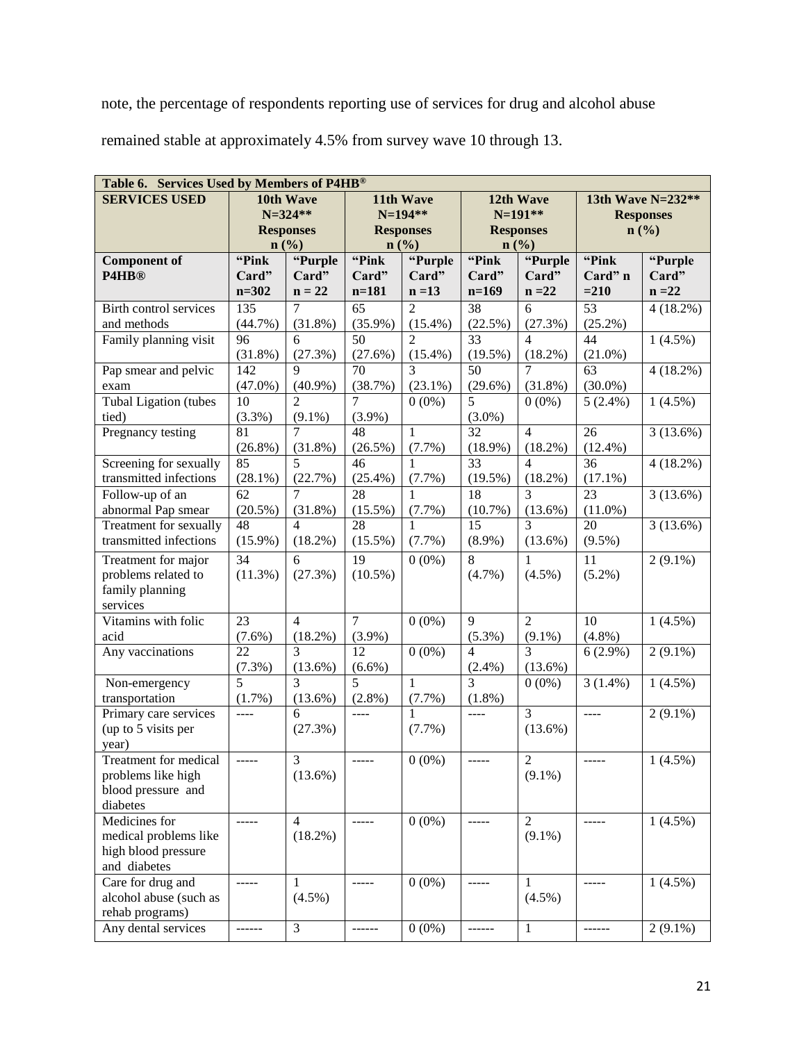note, the percentage of respondents reporting use of services for drug and alcohol abuse remained stable at approximately 4.5% from survey wave 10 through 13.

| Table 6. Services Used by Members of P4HB® | | | | | | | | |
|---|---|---|---|---|---|---|---|---|
| **SERVICES USED** | **10th Wave N=324\*\* Responses n (%)** | | **11th Wave N=194\*\* Responses n (%)** | | **12th Wave N=191\*\* Responses n (%)** | | **13th Wave N=232\*\* Responses n (%)** | |
| **Component of P4HB®** | **"Pink Card" n=302** | **"Purple Card" n = 22** | **"Pink Card" n=181** | **"Purple Card" n =13** | **"Pink Card" n=169** | **"Purple Card" n =22** | **"Pink Card" n =210** | **"Purple Card" n =22** |
| Birth control services and methods | 135 (44.7%) | 7 (31.8%) | 65 (35.9%) | 2 (15.4%) | 38 (22.5%) | 6 (27.3%) | 53 (25.2%) | 4 (18.2%) |
| Family planning visit | 96 (31.8%) | 6 (27.3%) | 50 (27.6%) | 2 (15.4%) | 33 (19.5%) | 4 (18.2%) | 44 (21.0%) | 1 (4.5%) |
| Pap smear and pelvic exam | 142 (47.0%) | 9 (40.9%) | 70 (38.7%) | 3 (23.1%) | 50 (29.6%) | 7 (31.8%) | 63 (30.0%) | 4 (18.2%) |
| Tubal Ligation (tubes tied) | 10 (3.3%) | 2 (9.1%) | 7 (3.9%) | 0 (0%) | 5 (3.0%) | 0 (0%) | 5 (2.4%) | 1 (4.5%) |
| Pregnancy testing | 81 (26.8%) | 7 (31.8%) | 48 (26.5%) | 1 (7.7%) | 32 (18.9%) | 4 (18.2%) | 26 (12.4%) | 3 (13.6%) |
| Screening for sexually transmitted infections | 85 (28.1%) | 5 (22.7%) | 46 (25.4%) | 1 (7.7%) | 33 (19.5%) | 4 (18.2%) | 36 (17.1%) | 4 (18.2%) |
| Follow-up of an abnormal Pap smear | 62 (20.5%) | 7 (31.8%) | 28 (15.5%) | 1 (7.7%) | 18 (10.7%) | 3 (13.6%) | 23 (11.0%) | 3 (13.6%) |
| Treatment for sexually transmitted infections | 48 (15.9%) | 4 (18.2%) | 28 (15.5%) | 1 (7.7%) | 15 (8.9%) | 3 (13.6%) | 20 (9.5%) | 3 (13.6%) |
| Treatment for major problems related to family planning services | 34 (11.3%) | 6 (27.3%) | 19 (10.5%) | 0 (0%) | 8 (4.7%) | 1 (4.5%) | 11 (5.2%) | 2 (9.1%) |
| Vitamins with folic acid | 23 (7.6%) | 4 (18.2%) | 7 (3.9%) | 0 (0%) | 9 (5.3%) | 2 (9.1%) | 10 (4.8%) | 1 (4.5%) |
| Any vaccinations | 22 (7.3%) | 3 (13.6%) | 12 (6.6%) | 0 (0%) | 4 (2.4%) | 3 (13.6%) | 6 (2.9%) | 2 (9.1%) |
| Non-emergency transportation | 5 (1.7%) | 3 (13.6%) | 5 (2.8%) | 1 (7.7%) | 3 (1.8%) | 0 (0%) | 3 (1.4%) | 1 (4.5%) |
| Primary care services (up to 5 visits per year) | ---- | 6 (27.3%) | ---- | 1 (7.7%) | ---- | 3 (13.6%) | ---- | 2 (9.1%) |
| Treatment for medical problems like high blood pressure and diabetes | ----- | 3 (13.6%) | ----- | 0 (0%) | ----- | 2 (9.1%) | ----- | 1 (4.5%) |
| Medicines for medical problems like high blood pressure and diabetes | ----- | 4 (18.2%) | ----- | 0 (0%) | ----- | 2 (9.1%) | ----- | 1 (4.5%) |
| Care for drug and alcohol abuse (such as rehab programs) | ----- | 1 (4.5%) | ----- | 0 (0%) | ----- | 1 (4.5%) | ----- | 1 (4.5%) |
| Any dental services | ------ | 3 | ------ | 0 (0%) | ------ | 1 | ------ | 2 (9.1%) |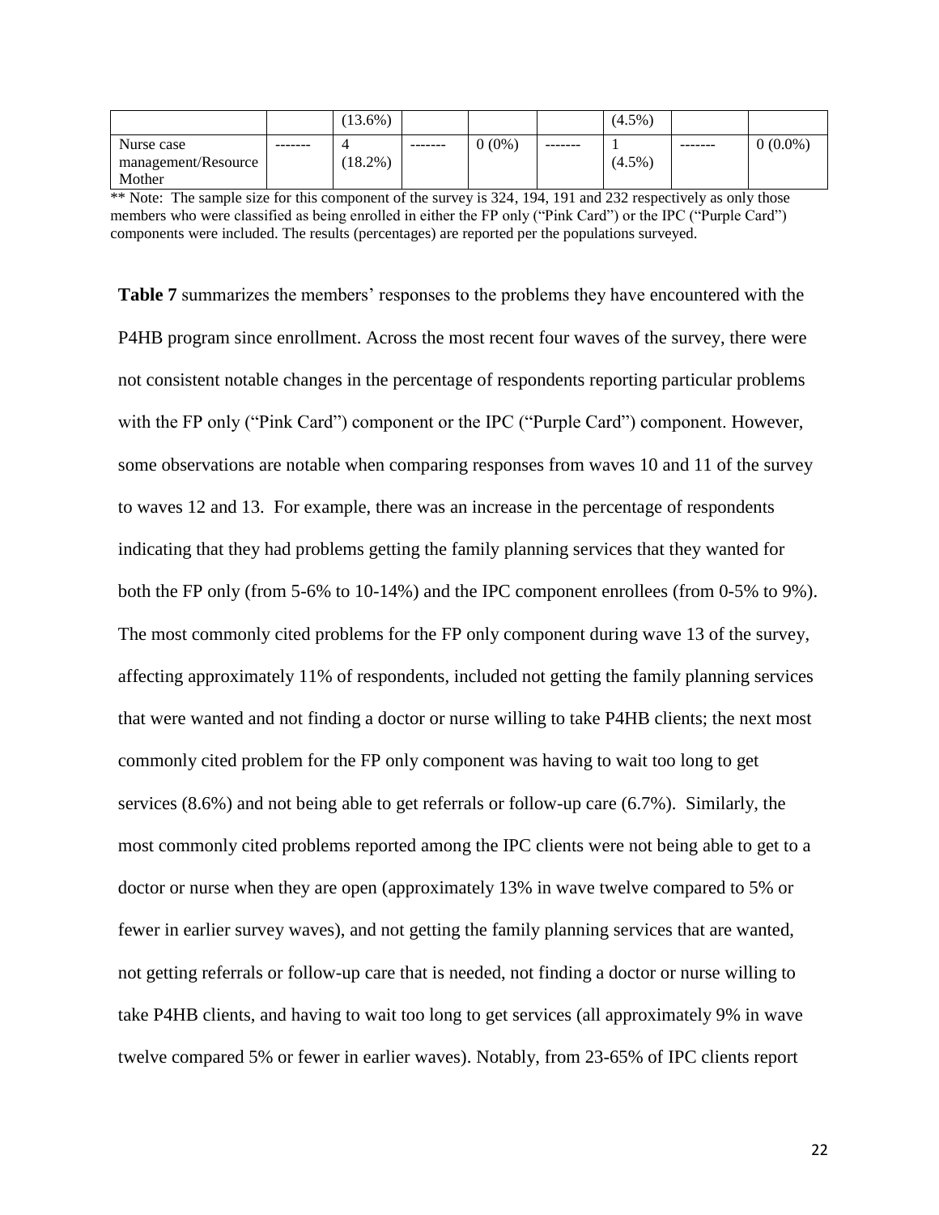| | | (13.6%) | | | | (4.5%) | | |
|---|---|---|---|---|---|---|---|---|
| Nurse case management/Resource Mother | ------- | 4 (18.2%) | ------- | 0 (0%) | ------- | 1 (4.5%) | ------- | 0 (0.0%) |

** Note: The sample size for this component of the survey is 324, 194, 191 and 232 respectively as only those members who were classified as being enrolled in either the FP only ("Pink Card") or the IPC ("Purple Card") components were included. The results (percentages) are reported per the populations surveyed.

**Table 7** summarizes the members' responses to the problems they have encountered with the P4HB program since enrollment. Across the most recent four waves of the survey, there were not consistent notable changes in the percentage of respondents reporting particular problems with the FP only ("Pink Card") component or the IPC ("Purple Card") component. However, some observations are notable when comparing responses from waves 10 and 11 of the survey to waves 12 and 13. For example, there was an increase in the percentage of respondents indicating that they had problems getting the family planning services that they wanted for both the FP only (from 5-6% to 10-14%) and the IPC component enrollees (from 0-5% to 9%). The most commonly cited problems for the FP only component during wave 13 of the survey, affecting approximately 11% of respondents, included not getting the family planning services that were wanted and not finding a doctor or nurse willing to take P4HB clients; the next most commonly cited problem for the FP only component was having to wait too long to get services (8.6%) and not being able to get referrals or follow-up care (6.7%). Similarly, the most commonly cited problems reported among the IPC clients were not being able to get to a doctor or nurse when they are open (approximately 13% in wave twelve compared to 5% or fewer in earlier survey waves), and not getting the family planning services that are wanted, not getting referrals or follow-up care that is needed, not finding a doctor or nurse willing to take P4HB clients, and having to wait too long to get services (all approximately 9% in wave twelve compared 5% or fewer in earlier waves). Notably, from 23-65% of IPC clients report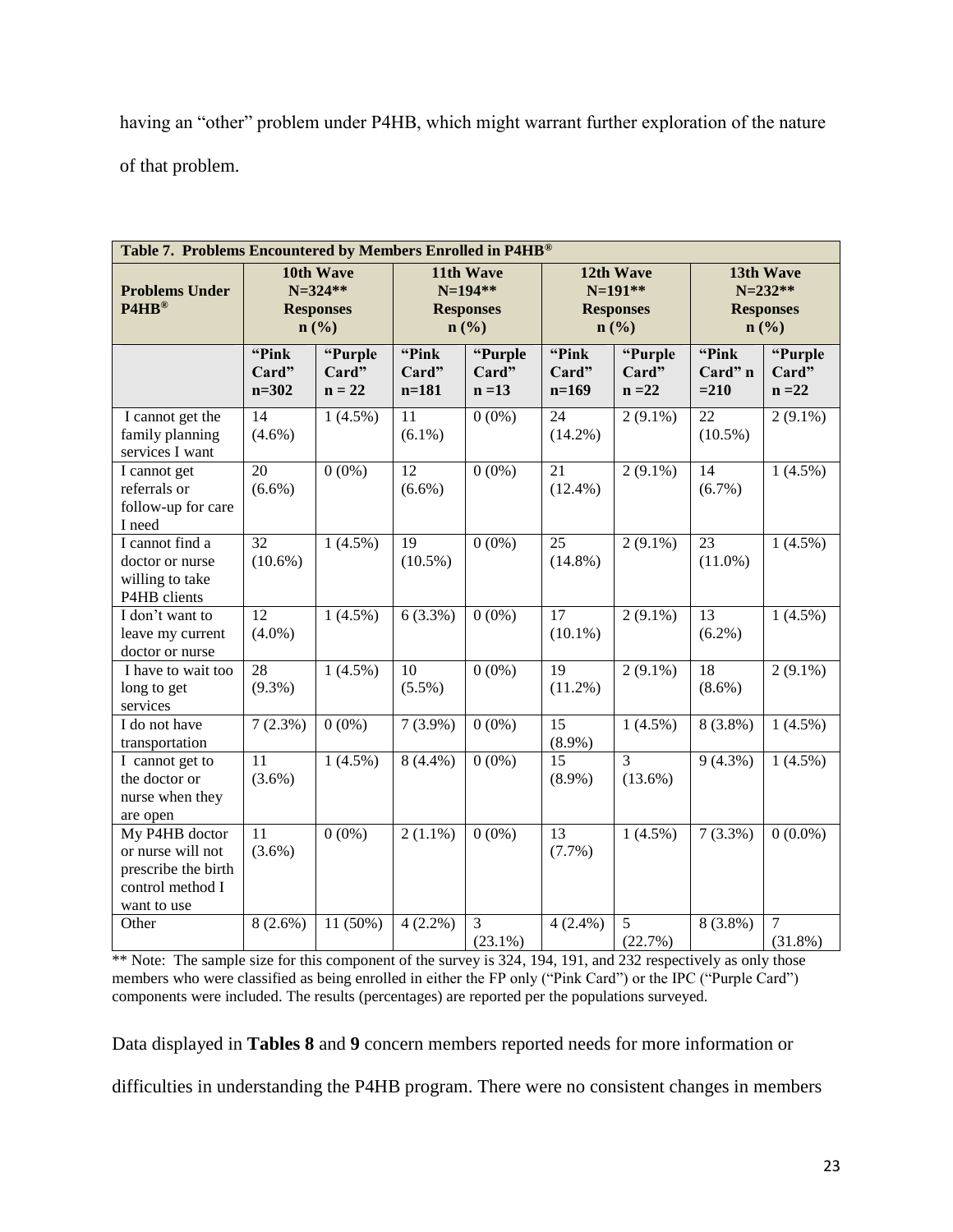having an "other" problem under P4HB, which might warrant further exploration of the nature of that problem.

| **Table 7. Problems Encountered by Members Enrolled in P4HB®** | | | | | | | | |
|---|---|---|---|---|---|---|---|---|
| **Problems Under P4HB®** | **10th Wave N=324\*\* Responses n (%)** | | **11th Wave N=194\*\* Responses n (%)** | | **12th Wave N=191\*\* Responses n (%)** | | **13th Wave N=232\*\* Responses n (%)** | |
| | **"Pink Card" n=302** | **"Purple Card" n = 22** | **"Pink Card" n=181** | **"Purple Card" n =13** | **"Pink Card" n=169** | **"Purple Card" n =22** | **"Pink Card" n =210** | **"Purple Card" n =22** |
| I cannot get the family planning services I want | 14 (4.6%) | 1 (4.5%) | 11 (6.1%) | 0 (0%) | 24 (14.2%) | 2 (9.1%) | 22 (10.5%) | 2 (9.1%) |
| I cannot get referrals or follow-up for care I need | 20 (6.6%) | 0 (0%) | 12 (6.6%) | 0 (0%) | 21 (12.4%) | 2 (9.1%) | 14 (6.7%) | 1 (4.5%) |
| I cannot find a doctor or nurse willing to take P4HB clients | 32 (10.6%) | 1 (4.5%) | 19 (10.5%) | 0 (0%) | 25 (14.8%) | 2 (9.1%) | 23 (11.0%) | 1 (4.5%) |
| I don't want to leave my current doctor or nurse | 12 (4.0%) | 1 (4.5%) | 6 (3.3%) | 0 (0%) | 17 (10.1%) | 2 (9.1%) | 13 (6.2%) | 1 (4.5%) |
| I have to wait too long to get services | 28 (9.3%) | 1 (4.5%) | 10 (5.5%) | 0 (0%) | 19 (11.2%) | 2 (9.1%) | 18 (8.6%) | 2 (9.1%) |
| I do not have transportation | 7 (2.3%) | 0 (0%) | 7 (3.9%) | 0 (0%) | 15 (8.9%) | 1 (4.5%) | 8 (3.8%) | 1 (4.5%) |
| I cannot get to the doctor or nurse when they are open | 11 (3.6%) | 1 (4.5%) | 8 (4.4%) | 0 (0%) | 15 (8.9%) | 3 (13.6%) | 9 (4.3%) | 1 (4.5%) |
| My P4HB doctor or nurse will not prescribe the birth control method I want to use | 11 (3.6%) | 0 (0%) | 2 (1.1%) | 0 (0%) | 13 (7.7%) | 1 (4.5%) | 7 (3.3%) | 0 (0.0%) |
| Other | 8 (2.6%) | 11 (50%) | 4 (2.2%) | 3 (23.1%) | 4 (2.4%) | 5 (22.7%) | 8 (3.8%) | 7 (31.8%) |

\*\* Note: The sample size for this component of the survey is 324, 194, 191, and 232 respectively as only those members who were classified as being enrolled in either the FP only ("Pink Card") or the IPC ("Purple Card") components were included. The results (percentages) are reported per the populations surveyed.

Data displayed in **Tables 8** and **9** concern members reported needs for more information or difficulties in understanding the P4HB program. There were no consistent changes in members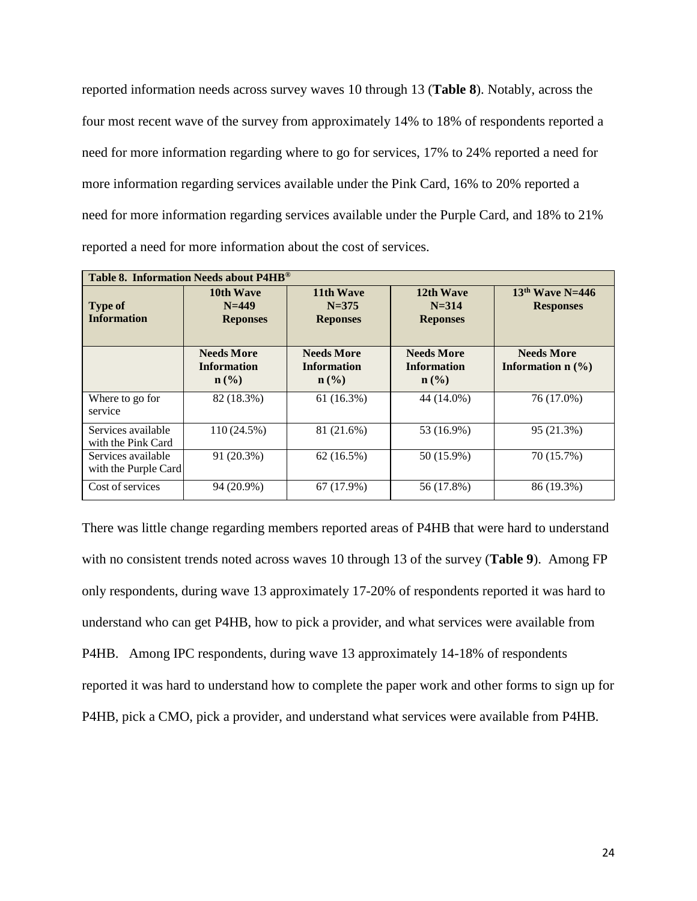reported information needs across survey waves 10 through 13 (**Table 8**). Notably, across the four most recent wave of the survey from approximately 14% to 18% of respondents reported a need for more information regarding where to go for services, 17% to 24% reported a need for more information regarding services available under the Pink Card, 16% to 20% reported a need for more information regarding services available under the Purple Card, and 18% to 21% reported a need for more information about the cost of services.

| **Table 8. Information Needs about P4HB®** | | | | |
|---|---|---|---|---|
| **Type of Information** | **10th Wave N=449 Reponses** | **11th Wave N=375 Reponses** | **12th Wave N=314 Reponses** | **13th Wave N=446 Responses** |
| | **Needs More Information n (%)** | **Needs More Information n (%)** | **Needs More Information n (%)** | **Needs More Information n (%)** |
| Where to go for service | 82 (18.3%) | 61 (16.3%) | 44 (14.0%) | 76 (17.0%) |
| Services available with the Pink Card | 110 (24.5%) | 81 (21.6%) | 53 (16.9%) | 95 (21.3%) |
| Services available with the Purple Card | 91 (20.3%) | 62 (16.5%) | 50 (15.9%) | 70 (15.7%) |
| Cost of services | 94 (20.9%) | 67 (17.9%) | 56 (17.8%) | 86 (19.3%) |

There was little change regarding members reported areas of P4HB that were hard to understand with no consistent trends noted across waves 10 through 13 of the survey (**Table 9**). Among FP only respondents, during wave 13 approximately 17-20% of respondents reported it was hard to understand who can get P4HB, how to pick a provider, and what services were available from P4HB. Among IPC respondents, during wave 13 approximately 14-18% of respondents reported it was hard to understand how to complete the paper work and other forms to sign up for P4HB, pick a CMO, pick a provider, and understand what services were available from P4HB.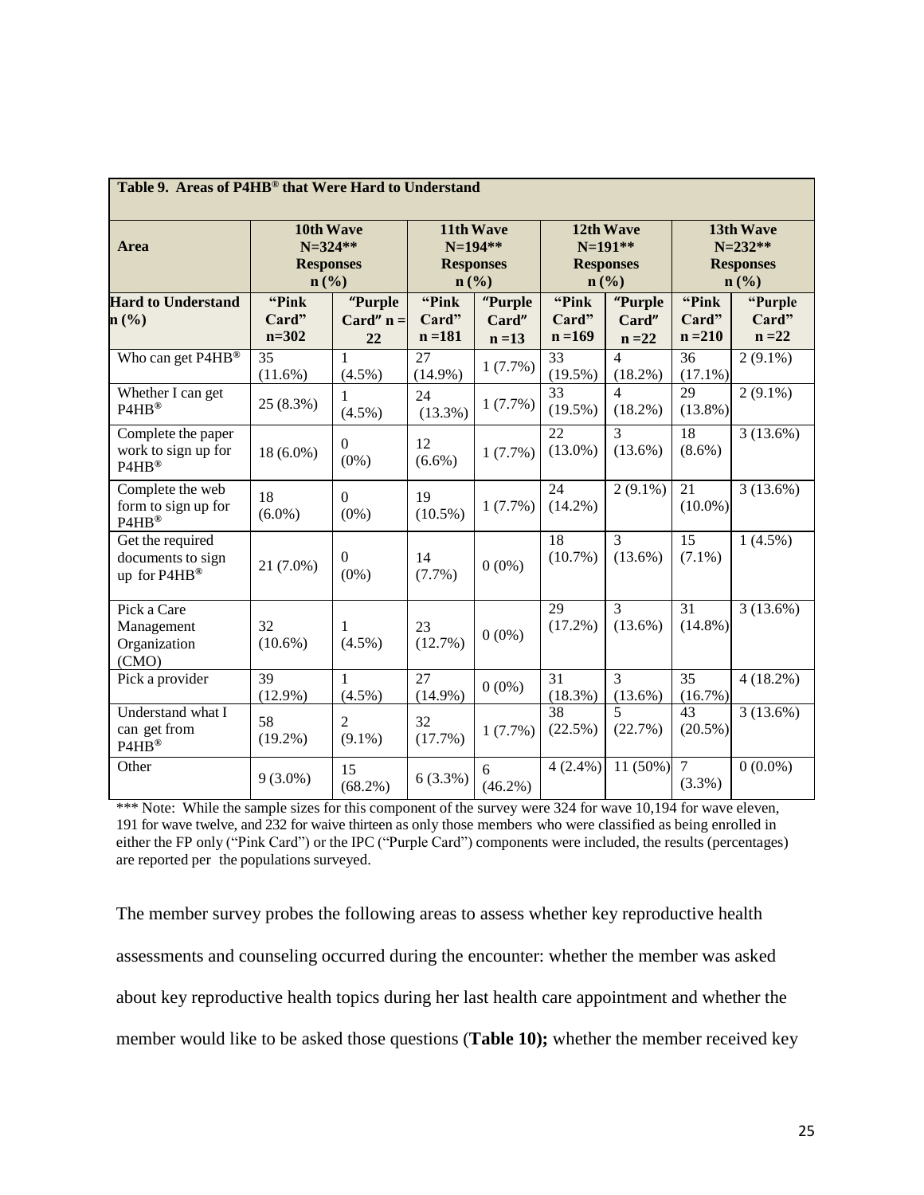**Table 9. Areas of P4HB® that Were Hard to Understand**

| Area | 10th Wave N=324** Responses n (%) | | 11th Wave N=194** Responses n (%) | | 12th Wave N=191** Responses n (%) | | 13th Wave N=232** Responses n (%) | |
|---|---|---|---|---|---|---|---|---|
| **Hard to Understand n (%)** | **"Pink Card" n=302** | **"Purple Card" n = 22** | **"Pink Card" n =181** | **"Purple Card" n =13** | **"Pink Card" n =169** | **"Purple Card" n =22** | **"Pink Card" n =210** | **"Purple Card" n =22** |
| Who can get P4HB® | 35 (11.6%) | 1 (4.5%) | 27 (14.9%) | 1 (7.7%) | 33 (19.5%) | 4 (18.2%) | 36 (17.1%) | 2 (9.1%) |
| Whether I can get P4HB® | 25 (8.3%) | 1 (4.5%) | 24 (13.3%) | 1 (7.7%) | 33 (19.5%) | 4 (18.2%) | 29 (13.8%) | 2 (9.1%) |
| Complete the paper work to sign up for P4HB® | 18 (6.0%) | 0 (0%) | 12 (6.6%) | 1 (7.7%) | 22 (13.0%) | 3 (13.6%) | 18 (8.6%) | 3 (13.6%) |
| Complete the web form to sign up for P4HB® | 18 (6.0%) | 0 (0%) | 19 (10.5%) | 1 (7.7%) | 24 (14.2%) | 2 (9.1%) | 21 (10.0%) | 3 (13.6%) |
| Get the required documents to sign up for P4HB® | 21 (7.0%) | 0 (0%) | 14 (7.7%) | 0 (0%) | 18 (10.7%) | 3 (13.6%) | 15 (7.1%) | 1 (4.5%) |
| Pick a Care Management Organization (CMO) | 32 (10.6%) | 1 (4.5%) | 23 (12.7%) | 0 (0%) | 29 (17.2%) | 3 (13.6%) | 31 (14.8%) | 3 (13.6%) |
| Pick a provider | 39 (12.9%) | 1 (4.5%) | 27 (14.9%) | 0 (0%) | 31 (18.3%) | 3 (13.6%) | 35 (16.7%) | 4 (18.2%) |
| Understand what I can get from P4HB® | 58 (19.2%) | 2 (9.1%) | 32 (17.7%) | 1 (7.7%) | 38 (22.5%) | 5 (22.7%) | 43 (20.5%) | 3 (13.6%) |
| Other | 9 (3.0%) | 15 (68.2%) | 6 (3.3%) | 6 (46.2%) | 4 (2.4%) | 11 (50%) | 7 (3.3%) | 0 (0.0%) |

*** Note: While the sample sizes for this component of the survey were 324 for wave 10,194 for wave eleven, 191 for wave twelve, and 232 for waive thirteen as only those members who were classified as being enrolled in either the FP only ("Pink Card") or the IPC ("Purple Card") components were included, the results (percentages) are reported per the populations surveyed.

The member survey probes the following areas to assess whether key reproductive health assessments and counseling occurred during the encounter: whether the member was asked about key reproductive health topics during her last health care appointment and whether the member would like to be asked those questions (**Table 10);** whether the member received key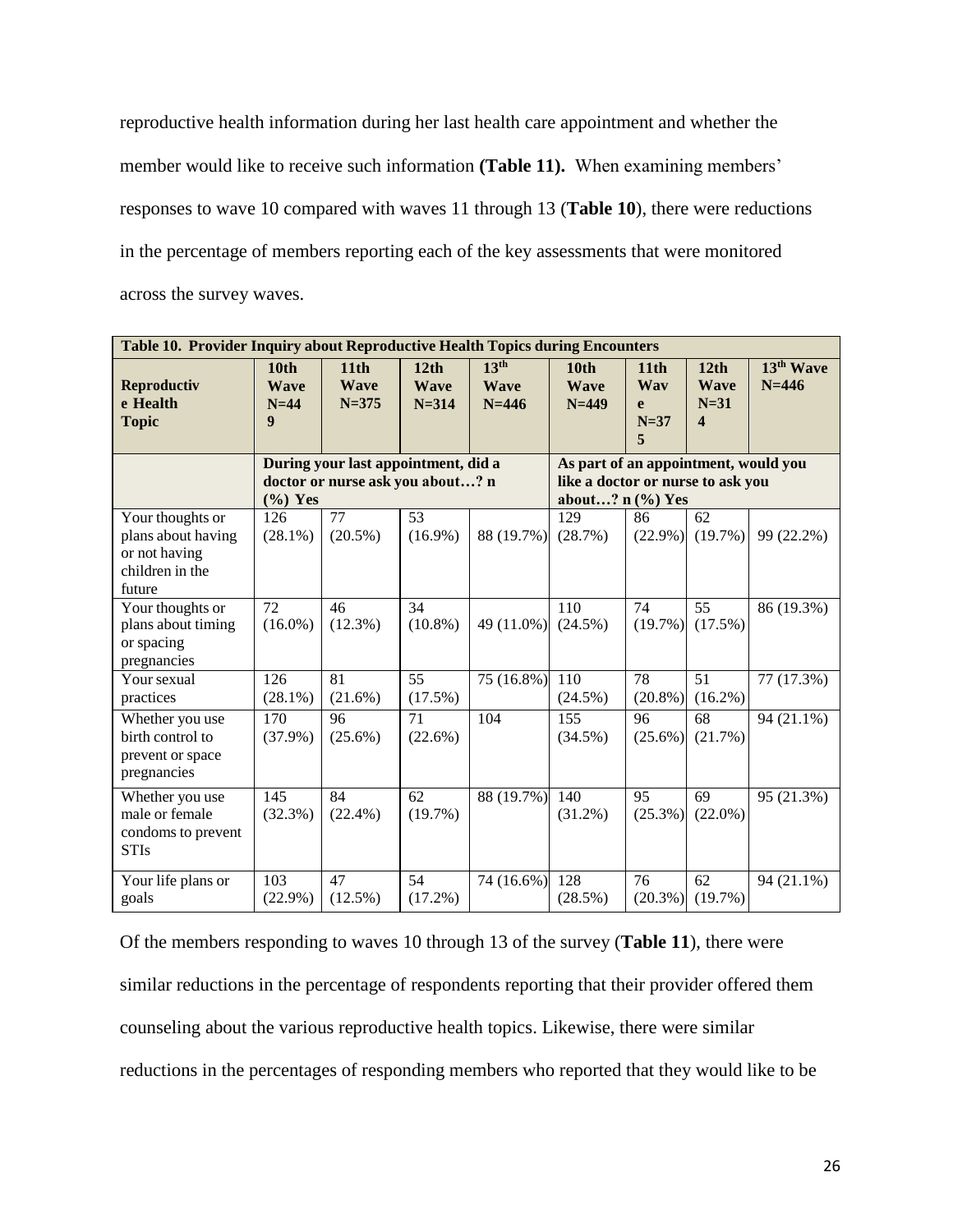reproductive health information during her last health care appointment and whether the member would like to receive such information **(Table 11).** When examining members' responses to wave 10 compared with waves 11 through 13 (**Table 10**), there were reductions in the percentage of members reporting each of the key assessments that were monitored across the survey waves.

| Table 10. Provider Inquiry about Reproductive Health Topics during Encounters | | | | | | | | |
|---|---|---|---|---|---|---|---|---|
| **Reproductive Health Topic** | **10th Wave N=449** | **11th Wave N=375** | **12th Wave N=314** | **13th Wave N=446** | **10th Wave N=449** | **11th Wave N=375** | **12th Wave N=314** | **13th Wave N=446** |
| | **During your last appointment, did a doctor or nurse ask you about…? n (%) Yes** | | | | **As part of an appointment, would you like a doctor or nurse to ask you about…? n (%) Yes** | | | |
| Your thoughts or plans about having or not having children in the future | 126 (28.1%) | 77 (20.5%) | 53 (16.9%) | 88 (19.7%) | 129 (28.7%) | 86 (22.9%) | 62 (19.7%) | 99 (22.2%) |
| Your thoughts or plans about timing or spacing pregnancies | 72 (16.0%) | 46 (12.3%) | 34 (10.8%) | 49 (11.0%) | 110 (24.5%) | 74 (19.7%) | 55 (17.5%) | 86 (19.3%) |
| Your sexual practices | 126 (28.1%) | 81 (21.6%) | 55 (17.5%) | 75 (16.8%) | 110 (24.5%) | 78 (20.8%) | 51 (16.2%) | 77 (17.3%) |
| Whether you use birth control to prevent or space pregnancies | 170 (37.9%) | 96 (25.6%) | 71 (22.6%) | 104 | 155 (34.5%) | 96 (25.6%) | 68 (21.7%) | 94 (21.1%) |
| Whether you use male or female condoms to prevent STIs | 145 (32.3%) | 84 (22.4%) | 62 (19.7%) | 88 (19.7%) | 140 (31.2%) | 95 (25.3%) | 69 (22.0%) | 95 (21.3%) |
| Your life plans or goals | 103 (22.9%) | 47 (12.5%) | 54 (17.2%) | 74 (16.6%) | 128 (28.5%) | 76 (20.3%) | 62 (19.7%) | 94 (21.1%) |

Of the members responding to waves 10 through 13 of the survey (**Table 11**), there were similar reductions in the percentage of respondents reporting that their provider offered them counseling about the various reproductive health topics. Likewise, there were similar reductions in the percentages of responding members who reported that they would like to be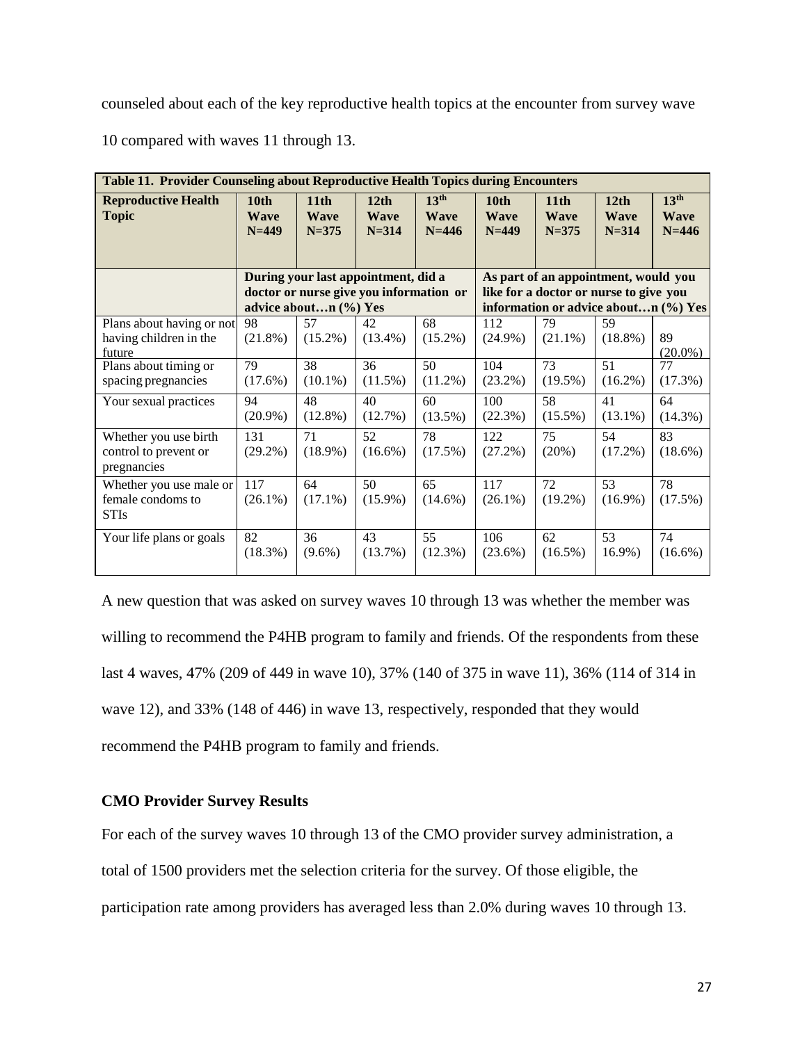counseled about each of the key reproductive health topics at the encounter from survey wave 10 compared with waves 11 through 13.

| Table 11. Provider Counseling about Reproductive Health Topics during Encounters | | | | | | | | |
|---|---|---|---|---|---|---|---|---|
| **Reproductive Health Topic** | **10th Wave N=449** | **11th Wave N=375** | **12th Wave N=314** | **13th Wave N=446** | **10th Wave N=449** | **11th Wave N=375** | **12th Wave N=314** | **13th Wave N=446** |
| | **During your last appointment, did a doctor or nurse give you information or advice about…n (%) Yes** | | | | **As part of an appointment, would you like for a doctor or nurse to give you information or advice about…n (%) Yes** | | | |
| Plans about having or not having children in the future | 98 (21.8%) | 57 (15.2%) | 42 (13.4%) | 68 (15.2%) | 112 (24.9%) | 79 (21.1%) | 59 (18.8%) | 89 (20.0%) |
| Plans about timing or spacing pregnancies | 79 (17.6%) | 38 (10.1%) | 36 (11.5%) | 50 (11.2%) | 104 (23.2%) | 73 (19.5%) | 51 (16.2%) | 77 (17.3%) |
| Your sexual practices | 94 (20.9%) | 48 (12.8%) | 40 (12.7%) | 60 (13.5%) | 100 (22.3%) | 58 (15.5%) | 41 (13.1%) | 64 (14.3%) |
| Whether you use birth control to prevent or pregnancies | 131 (29.2%) | 71 (18.9%) | 52 (16.6%) | 78 (17.5%) | 122 (27.2%) | 75 (20%) | 54 (17.2%) | 83 (18.6%) |
| Whether you use male or female condoms to STIs | 117 (26.1%) | 64 (17.1%) | 50 (15.9%) | 65 (14.6%) | 117 (26.1%) | 72 (19.2%) | 53 (16.9%) | 78 (17.5%) |
| Your life plans or goals | 82 (18.3%) | 36 (9.6%) | 43 (13.7%) | 55 (12.3%) | 106 (23.6%) | 62 (16.5%) | 53 16.9%) | 74 (16.6%) |

A new question that was asked on survey waves 10 through 13 was whether the member was willing to recommend the P4HB program to family and friends. Of the respondents from these last 4 waves, 47% (209 of 449 in wave 10), 37% (140 of 375 in wave 11), 36% (114 of 314 in wave 12), and 33% (148 of 446) in wave 13, respectively, responded that they would recommend the P4HB program to family and friends.

### CMO Provider Survey Results

For each of the survey waves 10 through 13 of the CMO provider survey administration, a total of 1500 providers met the selection criteria for the survey. Of those eligible, the participation rate among providers has averaged less than 2.0% during waves 10 through 13.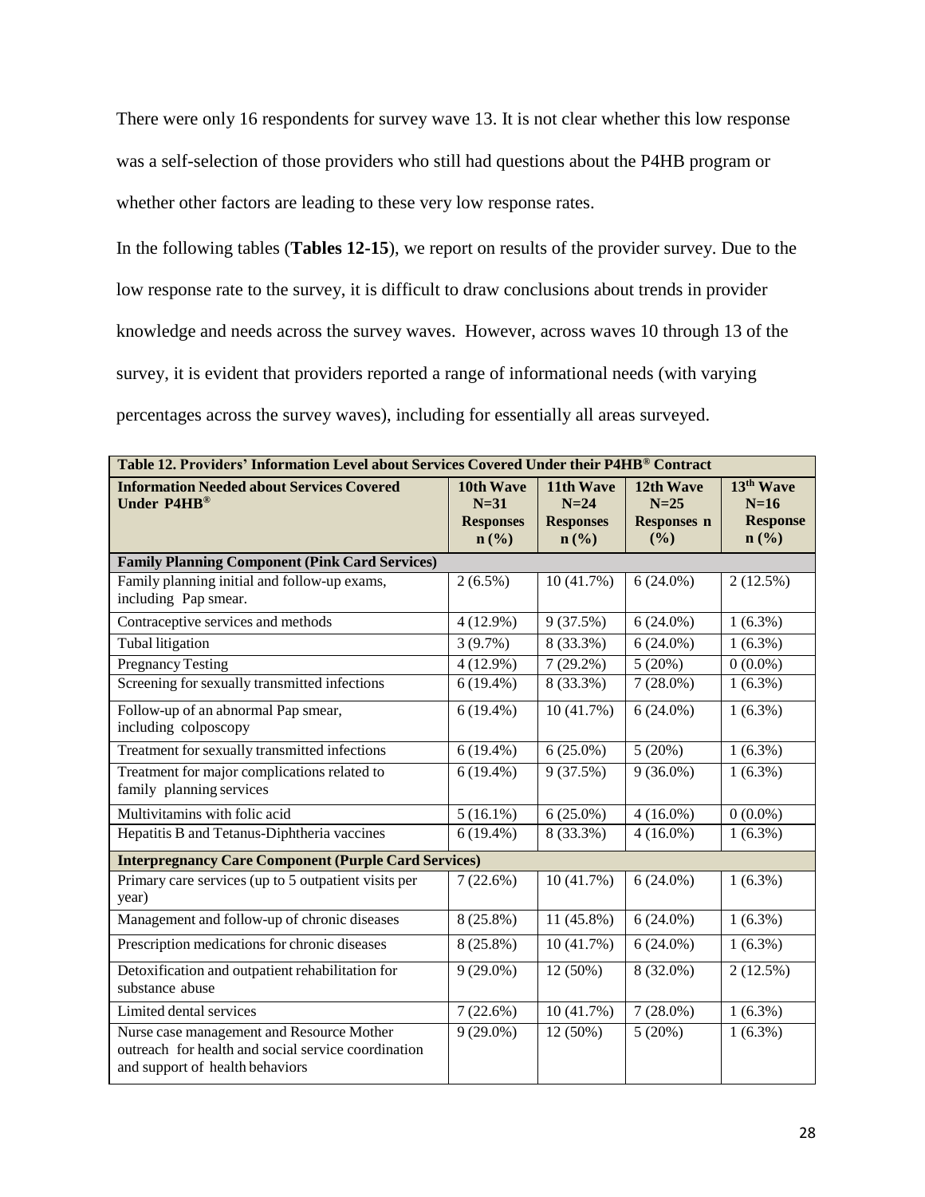There were only 16 respondents for survey wave 13. It is not clear whether this low response was a self-selection of those providers who still had questions about the P4HB program or whether other factors are leading to these very low response rates.

In the following tables (**Tables 12-15**), we report on results of the provider survey. Due to the low response rate to the survey, it is difficult to draw conclusions about trends in provider knowledge and needs across the survey waves. However, across waves 10 through 13 of the survey, it is evident that providers reported a range of informational needs (with varying percentages across the survey waves), including for essentially all areas surveyed.

**Table 12. Providers' Information Level about Services Covered Under their P4HB® Contract**

| Information Needed about Services Covered Under P4HB® | 10th Wave N=31 Responses n (%) | 11th Wave N=24 Responses n (%) | 12th Wave N=25 Responses n (%) | 13th Wave N=16 Response n (%) |
|---|---|---|---|---|
| **Family Planning Component (Pink Card Services)** | | | | |
| Family planning initial and follow-up exams, including Pap smear. | 2 (6.5%) | 10 (41.7%) | 6 (24.0%) | 2 (12.5%) |
| Contraceptive services and methods | 4 (12.9%) | 9 (37.5%) | 6 (24.0%) | 1 (6.3%) |
| Tubal litigation | 3 (9.7%) | 8 (33.3%) | 6 (24.0%) | 1 (6.3%) |
| Pregnancy Testing | 4 (12.9%) | 7 (29.2%) | 5 (20%) | 0 (0.0%) |
| Screening for sexually transmitted infections | 6 (19.4%) | 8 (33.3%) | 7 (28.0%) | 1 (6.3%) |
| Follow-up of an abnormal Pap smear, including colposcopy | 6 (19.4%) | 10 (41.7%) | 6 (24.0%) | 1 (6.3%) |
| Treatment for sexually transmitted infections | 6 (19.4%) | 6 (25.0%) | 5 (20%) | 1 (6.3%) |
| Treatment for major complications related to family planning services | 6 (19.4%) | 9 (37.5%) | 9 (36.0%) | 1 (6.3%) |
| Multivitamins with folic acid | 5 (16.1%) | 6 (25.0%) | 4 (16.0%) | 0 (0.0%) |
| Hepatitis B and Tetanus-Diphtheria vaccines | 6 (19.4%) | 8 (33.3%) | 4 (16.0%) | 1 (6.3%) |
| **Interpregnancy Care Component (Purple Card Services)** | | | | |
| Primary care services (up to 5 outpatient visits per year) | 7 (22.6%) | 10 (41.7%) | 6 (24.0%) | 1 (6.3%) |
| Management and follow-up of chronic diseases | 8 (25.8%) | 11 (45.8%) | 6 (24.0%) | 1 (6.3%) |
| Prescription medications for chronic diseases | 8 (25.8%) | 10 (41.7%) | 6 (24.0%) | 1 (6.3%) |
| Detoxification and outpatient rehabilitation for substance abuse | 9 (29.0%) | 12 (50%) | 8 (32.0%) | 2 (12.5%) |
| Limited dental services | 7 (22.6%) | 10 (41.7%) | 7 (28.0%) | 1 (6.3%) |
| Nurse case management and Resource Mother outreach for health and social service coordination and support of health behaviors | 9 (29.0%) | 12 (50%) | 5 (20%) | 1 (6.3%) |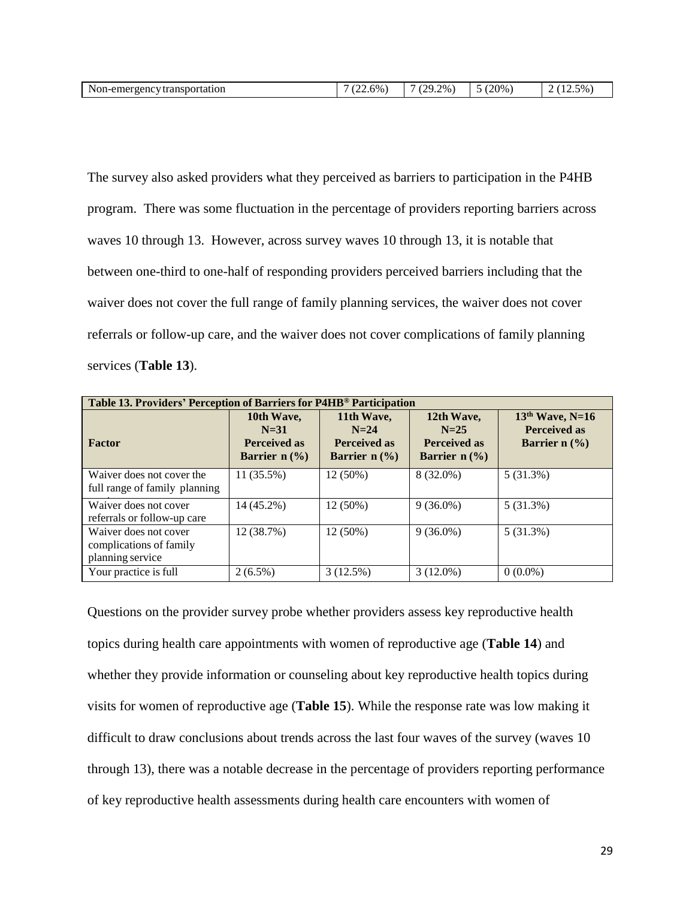| Non-emergency transportation | 7 (22.6%) | 7 (29.2%) | 5 (20%) | 2 (12.5%) |
|---|---|---|---|---|

The survey also asked providers what they perceived as barriers to participation in the P4HB program. There was some fluctuation in the percentage of providers reporting barriers across waves 10 through 13. However, across survey waves 10 through 13, it is notable that between one-third to one-half of responding providers perceived barriers including that the waiver does not cover the full range of family planning services, the waiver does not cover referrals or follow-up care, and the waiver does not cover complications of family planning services (**Table 13**).

| Table 13. Providers' Perception of Barriers for P4HB® Participation | | | | |
|---|---|---|---|---|
| **Factor** | **10th Wave, N=31 Perceived as Barrier n (%)** | **11th Wave, N=24 Perceived as Barrier n (%)** | **12th Wave, N=25 Perceived as Barrier n (%)** | **13th Wave, N=16 Perceived as Barrier n (%)** |
| Waiver does not cover the full range of family planning | 11 (35.5%) | 12 (50%) | 8 (32.0%) | 5 (31.3%) |
| Waiver does not cover referrals or follow-up care | 14 (45.2%) | 12 (50%) | 9 (36.0%) | 5 (31.3%) |
| Waiver does not cover complications of family planning service | 12 (38.7%) | 12 (50%) | 9 (36.0%) | 5 (31.3%) |
| Your practice is full | 2 (6.5%) | 3 (12.5%) | 3 (12.0%) | 0 (0.0%) |

Questions on the provider survey probe whether providers assess key reproductive health topics during health care appointments with women of reproductive age (**Table 14**) and whether they provide information or counseling about key reproductive health topics during visits for women of reproductive age (**Table 15**). While the response rate was low making it difficult to draw conclusions about trends across the last four waves of the survey (waves 10 through 13), there was a notable decrease in the percentage of providers reporting performance of key reproductive health assessments during health care encounters with women of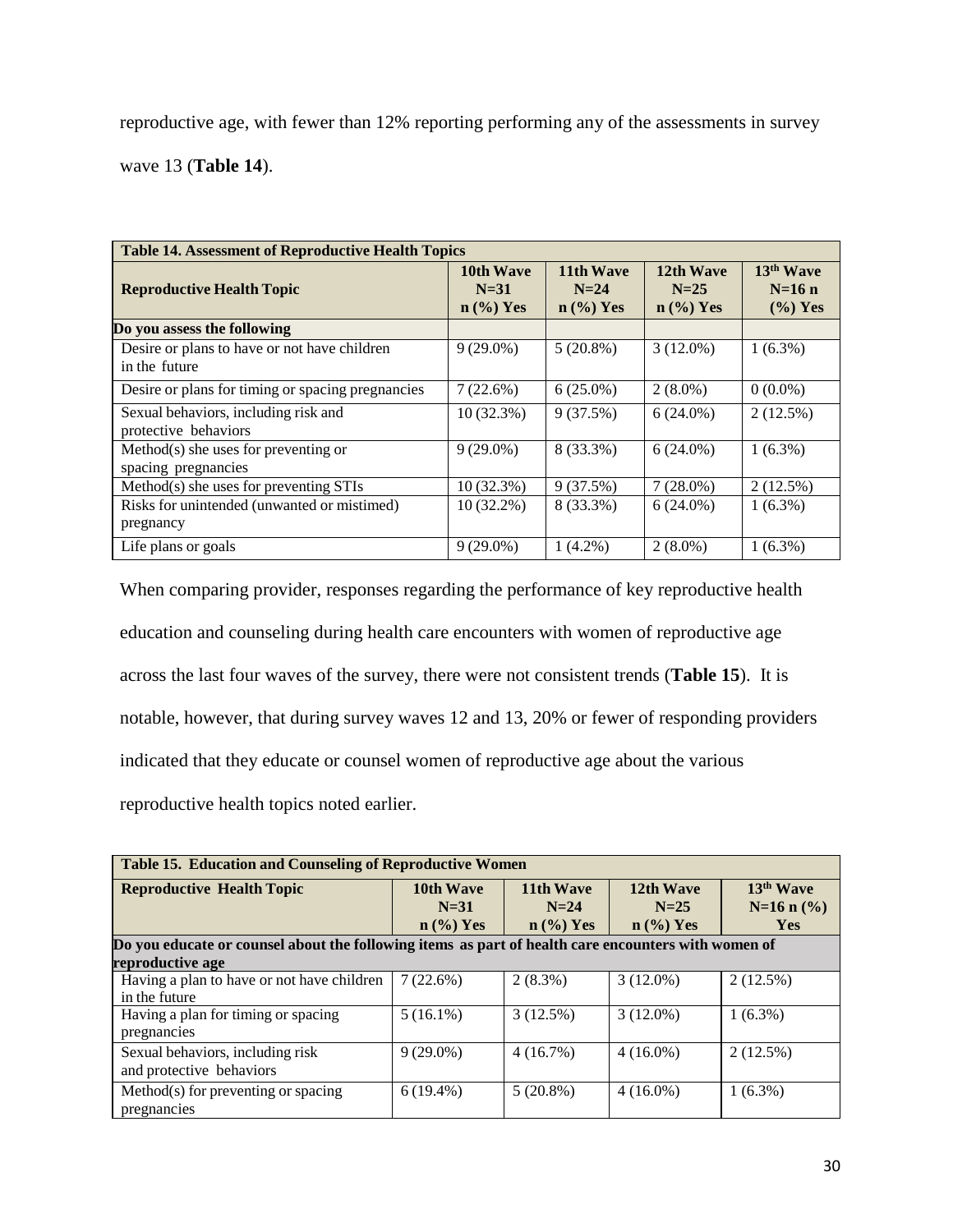reproductive age, with fewer than 12% reporting performing any of the assessments in survey wave 13 (**Table 14**).

| **Table 14. Assessment of Reproductive Health Topics** | | | | |
|---|---|---|---|---|
| **Reproductive Health Topic** | **10th Wave N=31 n (%) Yes** | **11th Wave N=24 n (%) Yes** | **12th Wave N=25 n (%) Yes** | **13th Wave N=16 n (%) Yes** |
| **Do you assess the following** | | | | |
| Desire or plans to have or not have children in the future | 9 (29.0%) | 5 (20.8%) | 3 (12.0%) | 1 (6.3%) |
| Desire or plans for timing or spacing pregnancies | 7 (22.6%) | 6 (25.0%) | 2 (8.0%) | 0 (0.0%) |
| Sexual behaviors, including risk and protective behaviors | 10 (32.3%) | 9 (37.5%) | 6 (24.0%) | 2 (12.5%) |
| Method(s) she uses for preventing or spacing pregnancies | 9 (29.0%) | 8 (33.3%) | 6 (24.0%) | 1 (6.3%) |
| Method(s) she uses for preventing STIs | 10 (32.3%) | 9 (37.5%) | 7 (28.0%) | 2 (12.5%) |
| Risks for unintended (unwanted or mistimed) pregnancy | 10 (32.2%) | 8 (33.3%) | 6 (24.0%) | 1 (6.3%) |
| Life plans or goals | 9 (29.0%) | 1 (4.2%) | 2 (8.0%) | 1 (6.3%) |

When comparing provider, responses regarding the performance of key reproductive health education and counseling during health care encounters with women of reproductive age across the last four waves of the survey, there were not consistent trends (**Table 15**). It is notable, however, that during survey waves 12 and 13, 20% or fewer of responding providers indicated that they educate or counsel women of reproductive age about the various reproductive health topics noted earlier.

| **Table 15. Education and Counseling of Reproductive Women** | | | | |
|---|---|---|---|---|
| **Reproductive Health Topic** | **10th Wave N=31 n (%) Yes** | **11th Wave N=24 n (%) Yes** | **12th Wave N=25 n (%) Yes** | **13th Wave N=16 n (%) Yes** |
| **Do you educate or counsel about the following items as part of health care encounters with women of reproductive age** | | | | |
| Having a plan to have or not have children in the future | 7 (22.6%) | 2 (8.3%) | 3 (12.0%) | 2 (12.5%) |
| Having a plan for timing or spacing pregnancies | 5 (16.1%) | 3 (12.5%) | 3 (12.0%) | 1 (6.3%) |
| Sexual behaviors, including risk and protective behaviors | 9 (29.0%) | 4 (16.7%) | 4 (16.0%) | 2 (12.5%) |
| Method(s) for preventing or spacing pregnancies | 6 (19.4%) | 5 (20.8%) | 4 (16.0%) | 1 (6.3%) |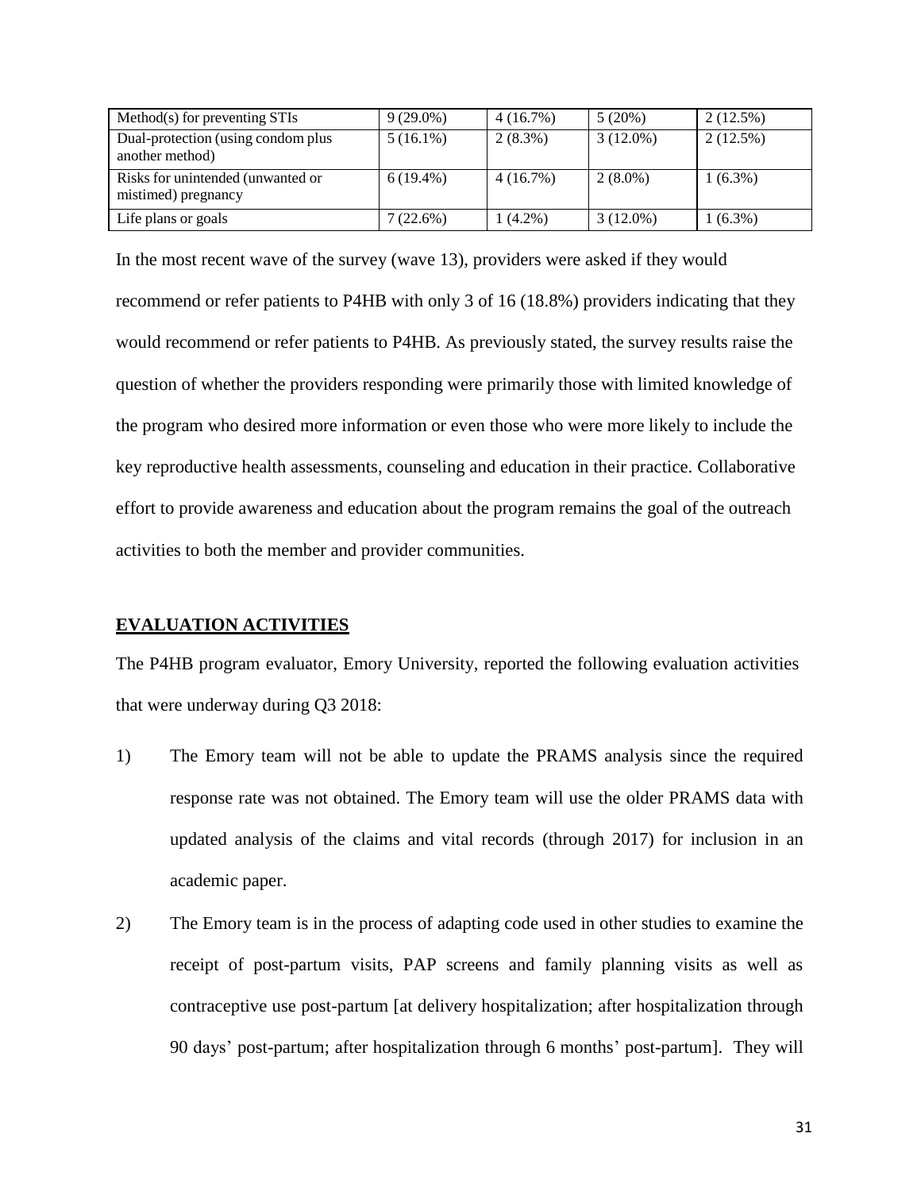| Method(s) for preventing STIs | 9 (29.0%) | 4 (16.7%) | 5 (20%) | 2 (12.5%) |
|---|---|---|---|---|
| Dual-protection (using condom plus another method) | 5 (16.1%) | 2 (8.3%) | 3 (12.0%) | 2 (12.5%) |
| Risks for unintended (unwanted or mistimed) pregnancy | 6 (19.4%) | 4 (16.7%) | 2 (8.0%) | 1 (6.3%) |
| Life plans or goals | 7 (22.6%) | 1 (4.2%) | 3 (12.0%) | 1 (6.3%) |

In the most recent wave of the survey (wave 13), providers were asked if they would recommend or refer patients to P4HB with only 3 of 16 (18.8%) providers indicating that they would recommend or refer patients to P4HB. As previously stated, the survey results raise the question of whether the providers responding were primarily those with limited knowledge of the program who desired more information or even those who were more likely to include the key reproductive health assessments, counseling and education in their practice. Collaborative effort to provide awareness and education about the program remains the goal of the outreach activities to both the member and provider communities.

## EVALUATION ACTIVITIES

The P4HB program evaluator, Emory University, reported the following evaluation activities that were underway during Q3 2018:

1) The Emory team will not be able to update the PRAMS analysis since the required response rate was not obtained. The Emory team will use the older PRAMS data with updated analysis of the claims and vital records (through 2017) for inclusion in an academic paper.

2) The Emory team is in the process of adapting code used in other studies to examine the receipt of post-partum visits, PAP screens and family planning visits as well as contraceptive use post-partum [at delivery hospitalization; after hospitalization through 90 days' post-partum; after hospitalization through 6 months' post-partum]. They will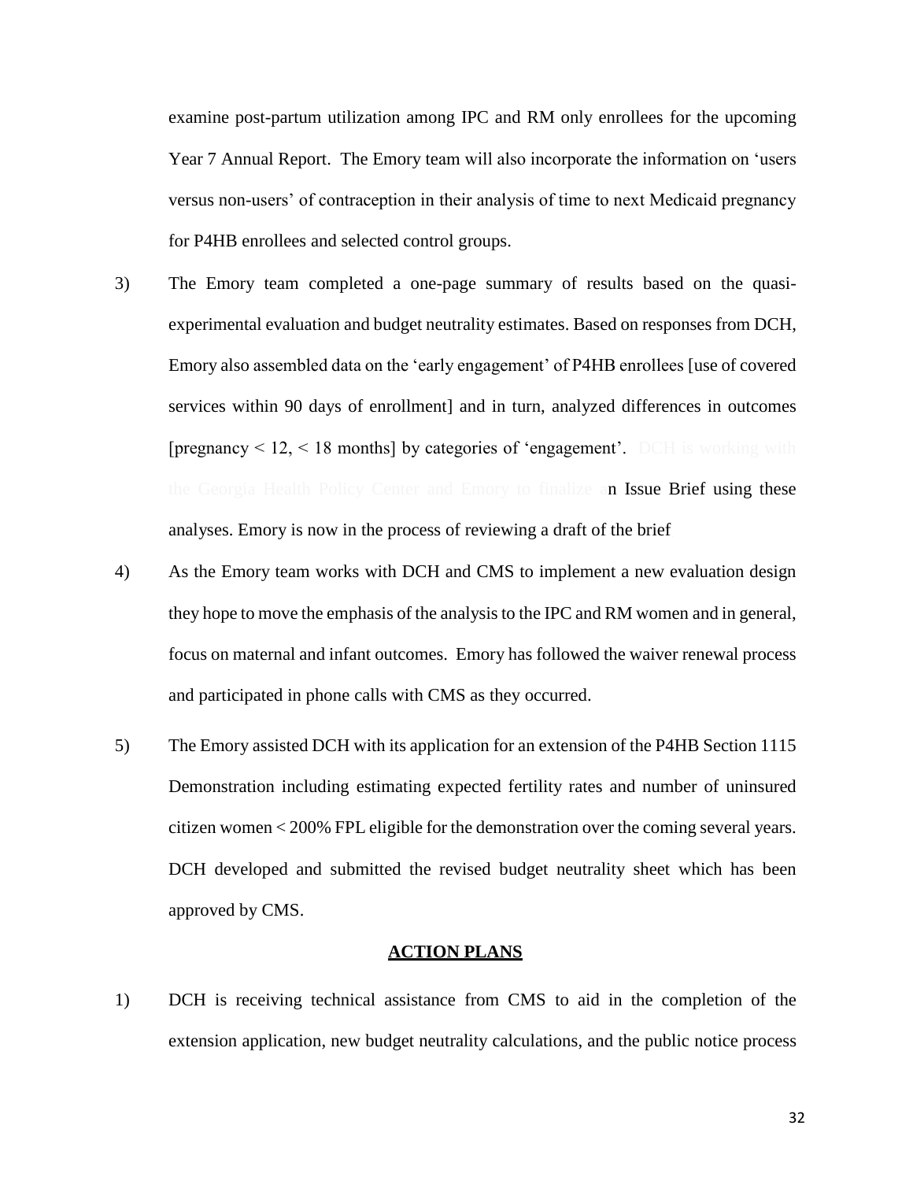examine post-partum utilization among IPC and RM only enrollees for the upcoming Year 7 Annual Report. The Emory team will also incorporate the information on 'users versus non-users' of contraception in their analysis of time to next Medicaid pregnancy for P4HB enrollees and selected control groups.

3) The Emory team completed a one-page summary of results based on the quasi-experimental evaluation and budget neutrality estimates. Based on responses from DCH, Emory also assembled data on the 'early engagement' of P4HB enrollees [use of covered services within 90 days of enrollment] and in turn, analyzed differences in outcomes [pregnancy < 12, < 18 months] by categories of 'engagement'. DCH is working with the Georgia Health Policy Center and Emory to finalize an Issue Brief using these analyses. Emory is now in the process of reviewing a draft of the brief

4) As the Emory team works with DCH and CMS to implement a new evaluation design they hope to move the emphasis of the analysis to the IPC and RM women and in general, focus on maternal and infant outcomes. Emory has followed the waiver renewal process and participated in phone calls with CMS as they occurred.

5) The Emory assisted DCH with its application for an extension of the P4HB Section 1115 Demonstration including estimating expected fertility rates and number of uninsured citizen women < 200% FPL eligible for the demonstration over the coming several years. DCH developed and submitted the revised budget neutrality sheet which has been approved by CMS.

**ACTION PLANS**

1) DCH is receiving technical assistance from CMS to aid in the completion of the extension application, new budget neutrality calculations, and the public notice process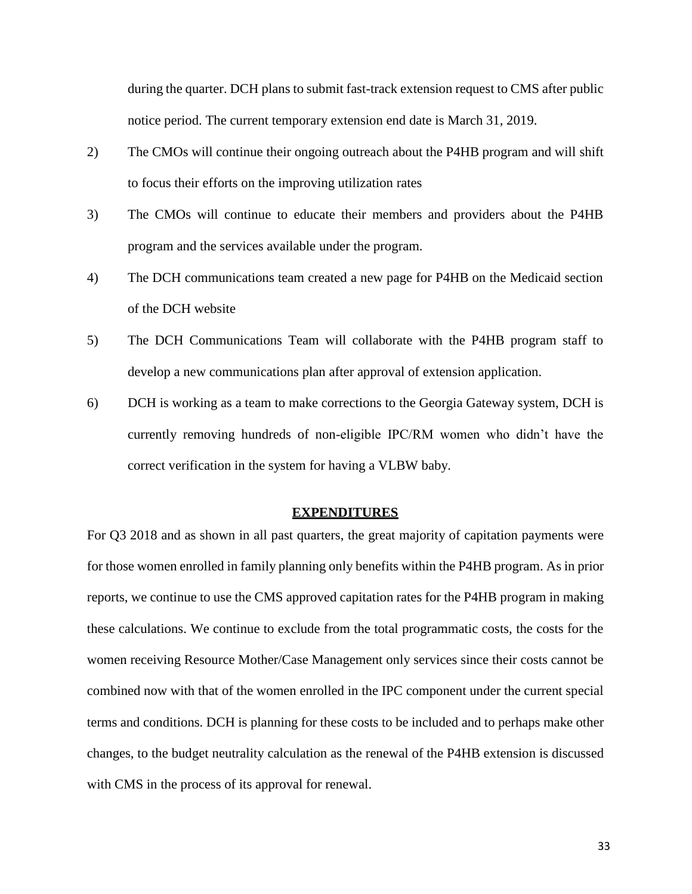during the quarter. DCH plans to submit fast-track extension request to CMS after public notice period. The current temporary extension end date is March 31, 2019.

2) The CMOs will continue their ongoing outreach about the P4HB program and will shift to focus their efforts on the improving utilization rates

3) The CMOs will continue to educate their members and providers about the P4HB program and the services available under the program.

4) The DCH communications team created a new page for P4HB on the Medicaid section of the DCH website

5) The DCH Communications Team will collaborate with the P4HB program staff to develop a new communications plan after approval of extension application.

6) DCH is working as a team to make corrections to the Georgia Gateway system, DCH is currently removing hundreds of non-eligible IPC/RM women who didn't have the correct verification in the system for having a VLBW baby.

## EXPENDITURES

For Q3 2018 and as shown in all past quarters, the great majority of capitation payments were for those women enrolled in family planning only benefits within the P4HB program. As in prior reports, we continue to use the CMS approved capitation rates for the P4HB program in making these calculations. We continue to exclude from the total programmatic costs, the costs for the women receiving Resource Mother/Case Management only services since their costs cannot be combined now with that of the women enrolled in the IPC component under the current special terms and conditions. DCH is planning for these costs to be included and to perhaps make other changes, to the budget neutrality calculation as the renewal of the P4HB extension is discussed with CMS in the process of its approval for renewal.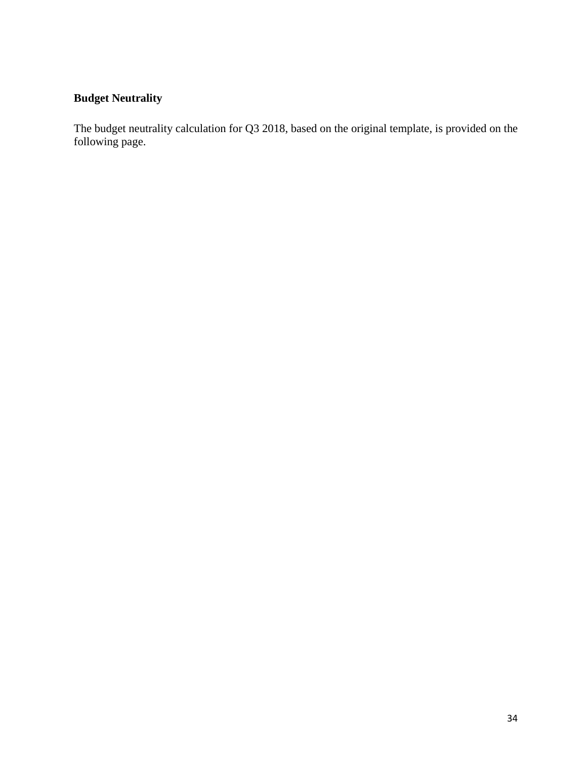**Budget Neutrality**

The budget neutrality calculation for Q3 2018, based on the original template, is provided on the following page.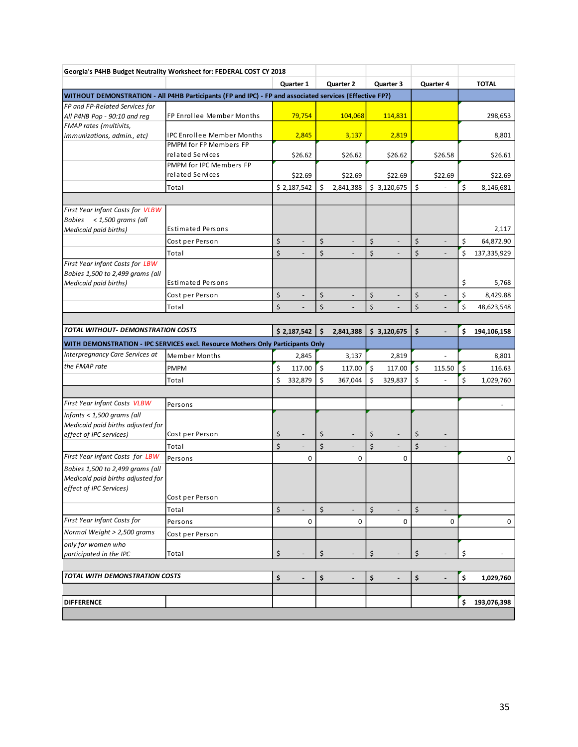| Georgia's P4HB Budget Neutrality Worksheet for: FEDERAL COST CY 2018 | | | | | | |
|---|---|---|---|---|---|---|
| | | Quarter 1 | Quarter 2 | Quarter 3 | Quarter 4 | TOTAL |
| **WITHOUT DEMONSTRATION - All P4HB Participants (FP and IPC) - FP and associated services (Effective FP?)** | | | | | | |
| *FP and FP-Related Services for All P4HB Pop - 90:10 and reg* | FP Enrollee Member Months | 79,754 | 104,068 | 114,831 | | 298,653 |
| *FMAP rates (multivits, immunizations, admin., etc)* | IPC Enrollee Member Months | 2,845 | 3,137 | 2,819 | | 8,801 |
| | PMPM for FP Members FP related Services | $26.62 | $26.62 | $26.62 | $26.58 | $26.61 |
| | PMPM for IPC Members FP related Services | $22.69 | $22.69 | $22.69 | $22.69 | $22.69 |
| | Total | $ 2,187,542 | $ 2,841,388 | $ 3,120,675 | $ - | $ 8,146,681 |
| | | | | | | |
| *First Year Infant Costs for VLBW Babies < 1,500 grams (all Medicaid paid births)* | Estimated Persons | | | | | 2,117 |
| | Cost per Person | $ - | $ - | $ - | $ - | $ 64,872.90 |
| | Total | $ - | $ - | $ - | $ - | $ 137,335,929 |
| *First Year Infant Costs for LBW Babies 1,500 to 2,499 grams (all Medicaid paid births)* | Estimated Persons | | | | | $ 5,768 |
| | Cost per Person | $ - | $ - | $ - | $ - | $ 8,429.88 |
| | Total | $ - | $ - | $ - | $ - | $ 48,623,548 |
| | | | | | | |
| ***TOTAL WITHOUT- DEMONSTRATION COSTS*** | | **$ 2,187,542** | **$ 2,841,388** | **$ 3,120,675** | **$ -** | **$ 194,106,158** |
| **WITH DEMONSTRATION - IPC SERVICES excl. Resource Mothers Only Participants Only** | | | | | | |
| *Interpregnancy Care Services at the FMAP rate* | Member Months | 2,845 | 3,137 | 2,819 | - | 8,801 |
| | PMPM | $ 117.00 | $ 117.00 | $ 117.00 | $ 115.50 | $ 116.63 |
| | Total | $ 332,879 | $ 367,044 | $ 329,837 | $ - | $ 1,029,760 |
| | | | | | | |
| *First Year Infant Costs VLBW* | Persons | | | | | - |
| *Infants < 1,500 grams (all Medicaid paid births adjusted for effect of IPC services)* | Cost per Person | $ - | $ - | $ - | $ - | |
| | Total | $ - | $ - | $ - | $ - | |
| *First Year Infant Costs for LBW* | Persons | 0 | 0 | 0 | | 0 |
| *Babies 1,500 to 2,499 grams (all Medicaid paid births adjusted for effect of IPC Services)* | Cost per Person | | | | | |
| | Total | $ - | $ - | $ - | $ - | |
| *First Year Infant Costs for Normal Weight > 2,500 grams* | Persons | 0 | 0 | 0 | 0 | 0 |
| | Cost per Person | | | | | |
| *only for women who participated in the IPC* | Total | $ - | $ - | $ - | $ - | $ - |
| | | | | | | |
| ***TOTAL WITH DEMONSTRATION COSTS*** | | **$ -** | **$ -** | **$ -** | **$ -** | **$ 1,029,760** |
| | | | | | | |
| **DIFFERENCE** | | | | | | **$ 193,076,398** |